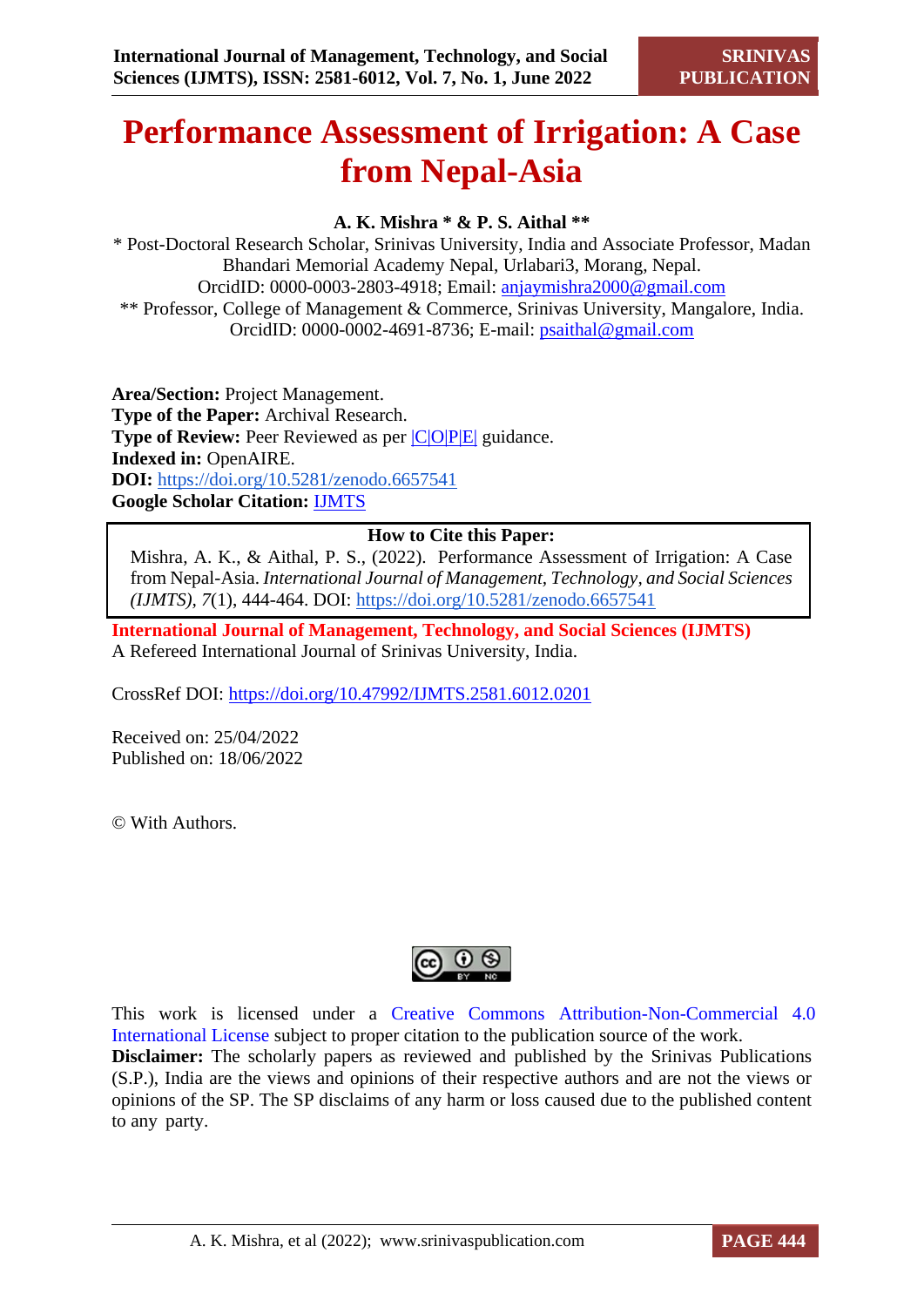# Performance Assessment of Irrigation: A Case from Nepal-Asia

**A. K. Mishra * & P. S. Aithal ****

\* Post-Doctoral Research Scholar, Srinivas University, India and Associate Professor, Madan Bhandari Memorial Academy Nepal, Urlabari3, Morang, Nepal.
OrcidID: 0000-0003-2803-4918; Email: anjaymishra2000@gmail.com
\*\* Professor, College of Management & Commerce, Srinivas University, Mangalore, India.
OrcidID: 0000-0002-4691-8736; E-mail: psaithal@gmail.com

**Area/Section:** Project Management.
**Type of the Paper:** Archival Research.
**Type of Review:** Peer Reviewed as per |C|O|P|E| guidance.
**Indexed in:** OpenAIRE.
**DOI:** https://doi.org/10.5281/zenodo.6657541
**Google Scholar Citation:** IJMTS

| How to Cite this Paper: |
| --- |
| Mishra, A. K., & Aithal, P. S., (2022). Performance Assessment of Irrigation: A Case from Nepal-Asia. *International Journal of Management, Technology, and Social Sciences (IJMTS), 7*(1), 444-464. DOI: https://doi.org/10.5281/zenodo.6657541 |

**International Journal of Management, Technology, and Social Sciences (IJMTS)**
A Refereed International Journal of Srinivas University, India.

CrossRef DOI: https://doi.org/10.47992/IJMTS.2581.6012.0201

Received on: 25/04/2022
Published on: 18/06/2022

© With Authors.

This work is licensed under a Creative Commons Attribution-Non-Commercial 4.0 International License subject to proper citation to the publication source of the work.
**Disclaimer:** The scholarly papers as reviewed and published by the Srinivas Publications (S.P.), India are the views and opinions of their respective authors and are not the views or opinions of the SP. The SP disclaims of any harm or loss caused due to the published content to any party.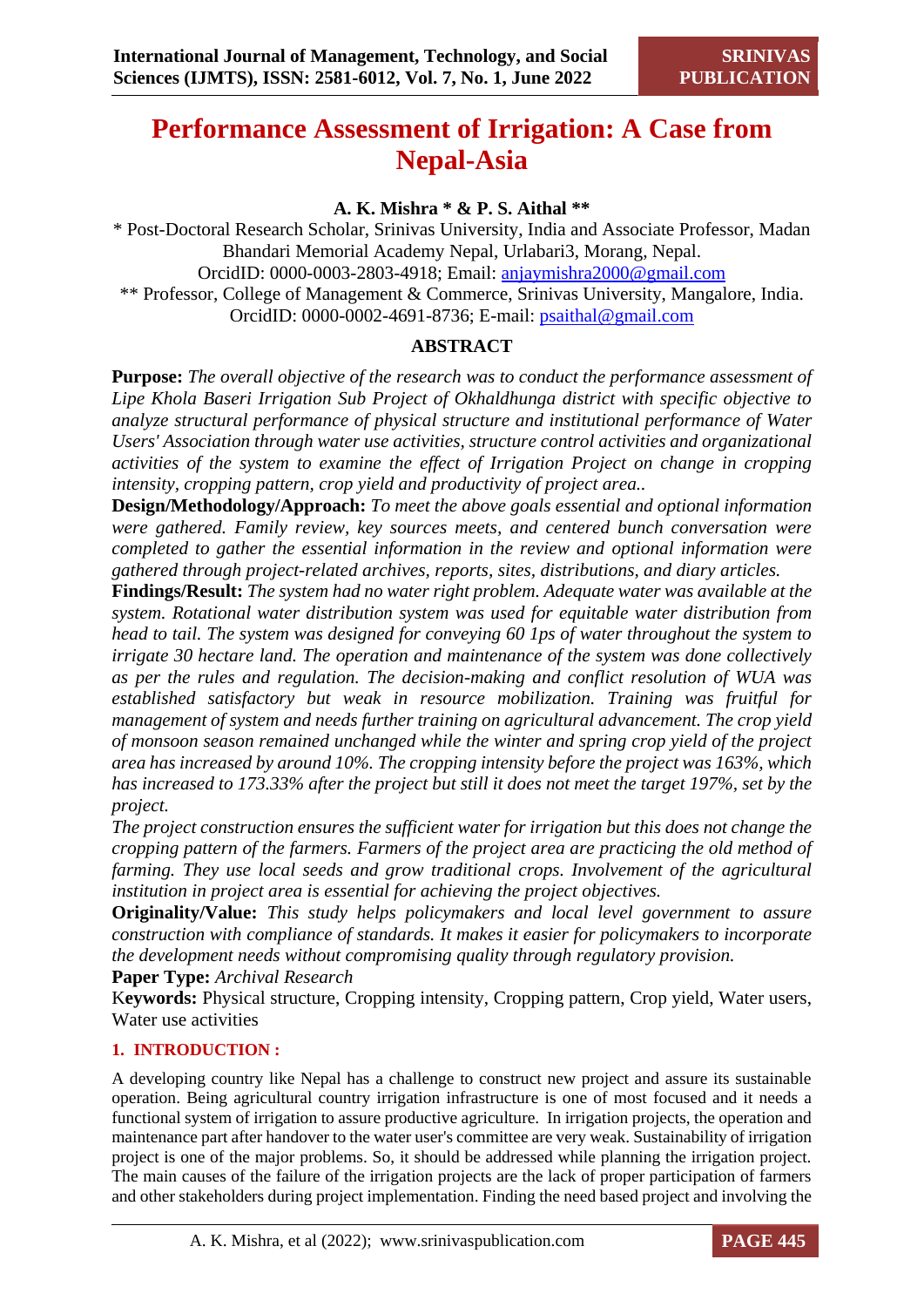# Performance Assessment of Irrigation: A Case from Nepal-Asia

**A. K. Mishra * & P. S. Aithal ****

* Post-Doctoral Research Scholar, Srinivas University, India and Associate Professor, Madan Bhandari Memorial Academy Nepal, Urlabari3, Morang, Nepal.
OrcidID: 0000-0003-2803-4918; Email: anjaymishra2000@gmail.com

** Professor, College of Management & Commerce, Srinivas University, Mangalore, India.
OrcidID: 0000-0002-4691-8736; E-mail: psaithal@gmail.com

## ABSTRACT

**Purpose:** *The overall objective of the research was to conduct the performance assessment of Lipe Khola Baseri Irrigation Sub Project of Okhaldhunga district with specific objective to analyze structural performance of physical structure and institutional performance of Water Users' Association through water use activities, structure control activities and organizational activities of the system to examine the effect of Irrigation Project on change in cropping intensity, cropping pattern, crop yield and productivity of project area..*

**Design/Methodology/Approach:** *To meet the above goals essential and optional information were gathered. Family review, key sources meets, and centered bunch conversation were completed to gather the essential information in the review and optional information were gathered through project-related archives, reports, sites, distributions, and diary articles.*

**Findings/Result:** *The system had no water right problem. Adequate water was available at the system. Rotational water distribution system was used for equitable water distribution from head to tail. The system was designed for conveying 60 1ps of water throughout the system to irrigate 30 hectare land. The operation and maintenance of the system was done collectively as per the rules and regulation. The decision-making and conflict resolution of WUA was established satisfactory but weak in resource mobilization. Training was fruitful for management of system and needs further training on agricultural advancement. The crop yield of monsoon season remained unchanged while the winter and spring crop yield of the project area has increased by around 10%. The cropping intensity before the project was 163%, which has increased to 173.33% after the project but still it does not meet the target 197%, set by the project.*

*The project construction ensures the sufficient water for irrigation but this does not change the cropping pattern of the farmers. Farmers of the project area are practicing the old method of farming. They use local seeds and grow traditional crops. Involvement of the agricultural institution in project area is essential for achieving the project objectives.*

**Originality/Value:** *This study helps policymakers and local level government to assure construction with compliance of standards. It makes it easier for policymakers to incorporate the development needs without compromising quality through regulatory provision.*

**Paper Type:** *Archival Research*

**Keywords:** Physical structure, Cropping intensity, Cropping pattern, Crop yield, Water users, Water use activities

## 1. INTRODUCTION :

A developing country like Nepal has a challenge to construct new project and assure its sustainable operation. Being agricultural country irrigation infrastructure is one of most focused and it needs a functional system of irrigation to assure productive agriculture. In irrigation projects, the operation and maintenance part after handover to the water user's committee are very weak. Sustainability of irrigation project is one of the major problems. So, it should be addressed while planning the irrigation project. The main causes of the failure of the irrigation projects are the lack of proper participation of farmers and other stakeholders during project implementation. Finding the need based project and involving the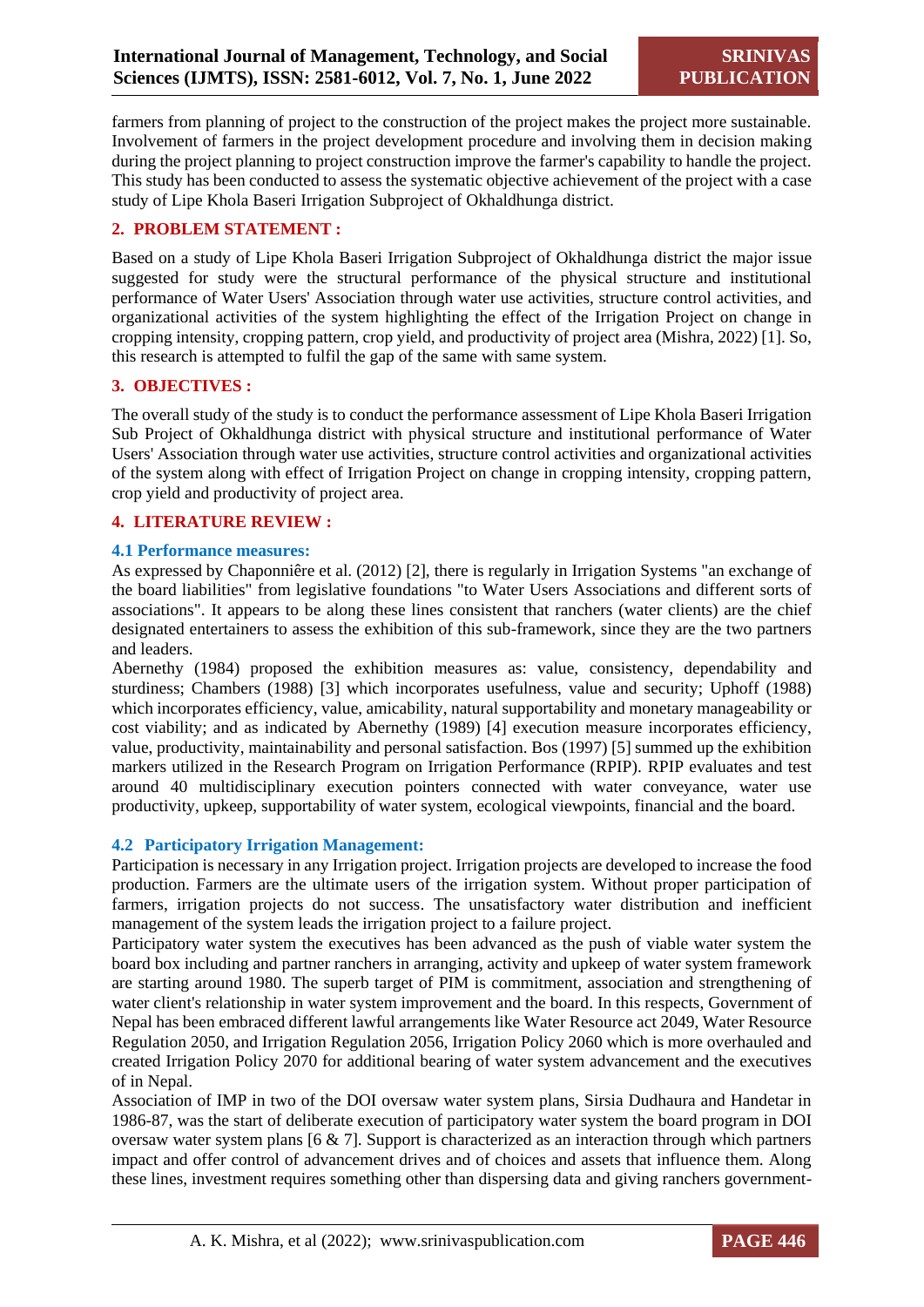farmers from planning of project to the construction of the project makes the project more sustainable. Involvement of farmers in the project development procedure and involving them in decision making during the project planning to project construction improve the farmer's capability to handle the project. This study has been conducted to assess the systematic objective achievement of the project with a case study of Lipe Khola Baseri Irrigation Subproject of Okhaldhunga district.

## 2. PROBLEM STATEMENT :

Based on a study of Lipe Khola Baseri Irrigation Subproject of Okhaldhunga district the major issue suggested for study were the structural performance of the physical structure and institutional performance of Water Users' Association through water use activities, structure control activities, and organizational activities of the system highlighting the effect of the Irrigation Project on change in cropping intensity, cropping pattern, crop yield, and productivity of project area (Mishra, 2022) [1]. So, this research is attempted to fulfil the gap of the same with same system.

## 3. OBJECTIVES :

The overall study of the study is to conduct the performance assessment of Lipe Khola Baseri Irrigation Sub Project of Okhaldhunga district with physical structure and institutional performance of Water Users' Association through water use activities, structure control activities and organizational activities of the system along with effect of Irrigation Project on change in cropping intensity, cropping pattern, crop yield and productivity of project area.

## 4. LITERATURE REVIEW :

### 4.1 Performance measures:

As expressed by Chaponnière et al. (2012) [2], there is regularly in Irrigation Systems "an exchange of the board liabilities" from legislative foundations "to Water Users Associations and different sorts of associations". It appears to be along these lines consistent that ranchers (water clients) are the chief designated entertainers to assess the exhibition of this sub-framework, since they are the two partners and leaders.

Abernethy (1984) proposed the exhibition measures as: value, consistency, dependability and sturdiness; Chambers (1988) [3] which incorporates usefulness, value and security; Uphoff (1988) which incorporates efficiency, value, amicability, natural supportability and monetary manageability or cost viability; and as indicated by Abernethy (1989) [4] execution measure incorporates efficiency, value, productivity, maintainability and personal satisfaction. Bos (1997) [5] summed up the exhibition markers utilized in the Research Program on Irrigation Performance (RPIP). RPIP evaluates and test around 40 multidisciplinary execution pointers connected with water conveyance, water use productivity, upkeep, supportability of water system, ecological viewpoints, financial and the board.

### 4.2 Participatory Irrigation Management:

Participation is necessary in any Irrigation project. Irrigation projects are developed to increase the food production. Farmers are the ultimate users of the irrigation system. Without proper participation of farmers, irrigation projects do not success. The unsatisfactory water distribution and inefficient management of the system leads the irrigation project to a failure project.

Participatory water system the executives has been advanced as the push of viable water system the board box including and partner ranchers in arranging, activity and upkeep of water system framework are starting around 1980. The superb target of PIM is commitment, association and strengthening of water client's relationship in water system improvement and the board. In this respects, Government of Nepal has been embraced different lawful arrangements like Water Resource act 2049, Water Resource Regulation 2050, and Irrigation Regulation 2056, Irrigation Policy 2060 which is more overhauled and created Irrigation Policy 2070 for additional bearing of water system advancement and the executives of in Nepal.

Association of IMP in two of the DOI oversaw water system plans, Sirsia Dudhaura and Handetar in 1986-87, was the start of deliberate execution of participatory water system the board program in DOI oversaw water system plans [6 & 7]. Support is characterized as an interaction through which partners impact and offer control of advancement drives and of choices and assets that influence them. Along these lines, investment requires something other than dispersing data and giving ranchers government-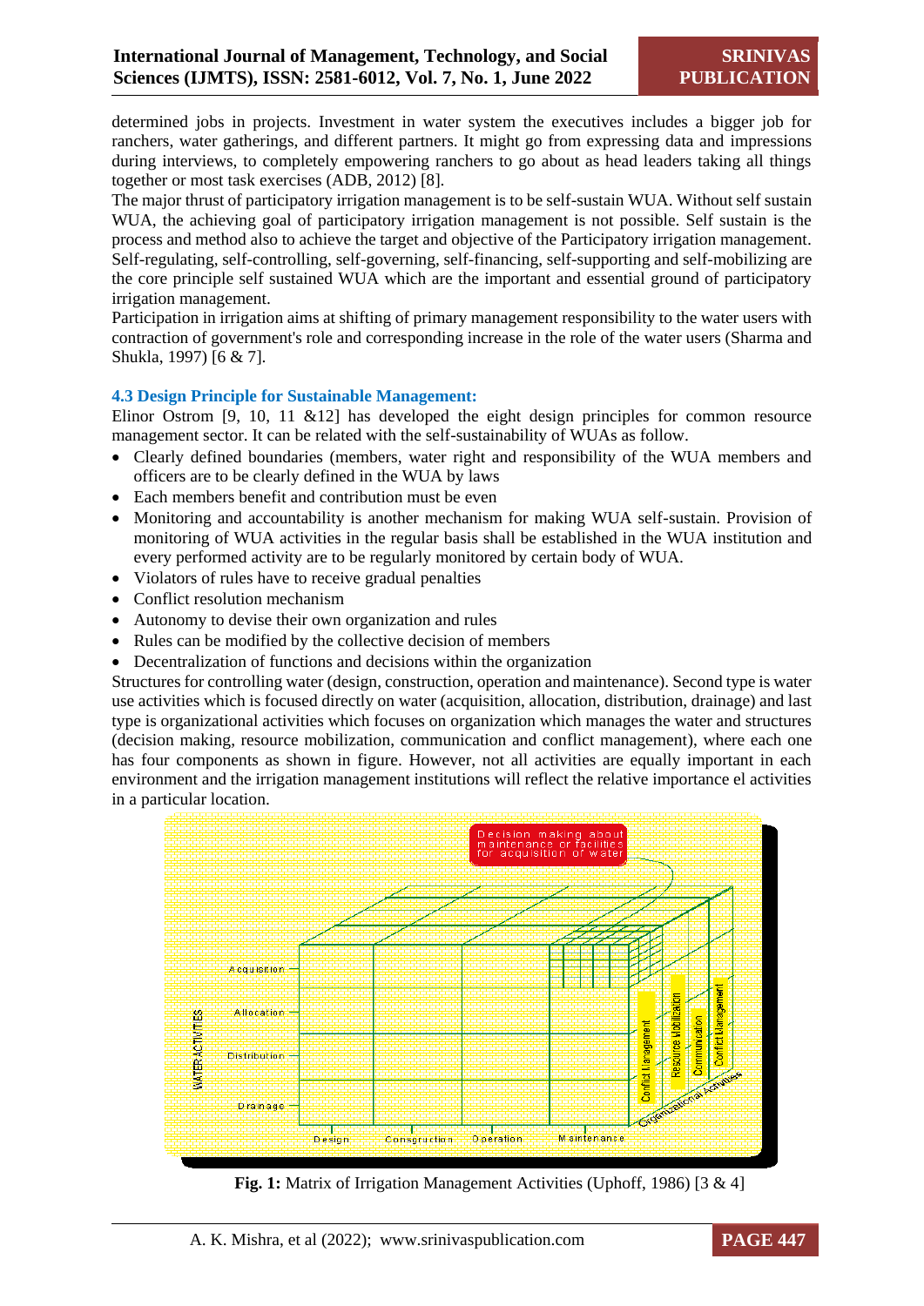determined jobs in projects. Investment in water system the executives includes a bigger job for ranchers, water gatherings, and different partners. It might go from expressing data and impressions during interviews, to completely empowering ranchers to go about as head leaders taking all things together or most task exercises (ADB, 2012) [8].

The major thrust of participatory irrigation management is to be self-sustain WUA. Without self sustain WUA, the achieving goal of participatory irrigation management is not possible. Self sustain is the process and method also to achieve the target and objective of the Participatory irrigation management. Self-regulating, self-controlling, self-governing, self-financing, self-supporting and self-mobilizing are the core principle self sustained WUA which are the important and essential ground of participatory irrigation management.

Participation in irrigation aims at shifting of primary management responsibility to the water users with contraction of government's role and corresponding increase in the role of the water users (Sharma and Shukla, 1997) [6 & 7].

### 4.3 Design Principle for Sustainable Management:

Elinor Ostrom [9, 10, 11 &12] has developed the eight design principles for common resource management sector. It can be related with the self-sustainability of WUAs as follow.

- Clearly defined boundaries (members, water right and responsibility of the WUA members and officers are to be clearly defined in the WUA by laws
- Each members benefit and contribution must be even
- Monitoring and accountability is another mechanism for making WUA self-sustain. Provision of monitoring of WUA activities in the regular basis shall be established in the WUA institution and every performed activity are to be regularly monitored by certain body of WUA.
- Violators of rules have to receive gradual penalties
- Conflict resolution mechanism
- Autonomy to devise their own organization and rules
- Rules can be modified by the collective decision of members
- Decentralization of functions and decisions within the organization

Structures for controlling water (design, construction, operation and maintenance). Second type is water use activities which is focused directly on water (acquisition, allocation, distribution, drainage) and last type is organizational activities which focuses on organization which manages the water and structures (decision making, resource mobilization, communication and conflict management), where each one has four components as shown in figure. However, not all activities are equally important in each environment and the irrigation management institutions will reflect the relative importance el activities in a particular location.

**Fig. 1:** Matrix of Irrigation Management Activities (Uphoff, 1986) [3 & 4]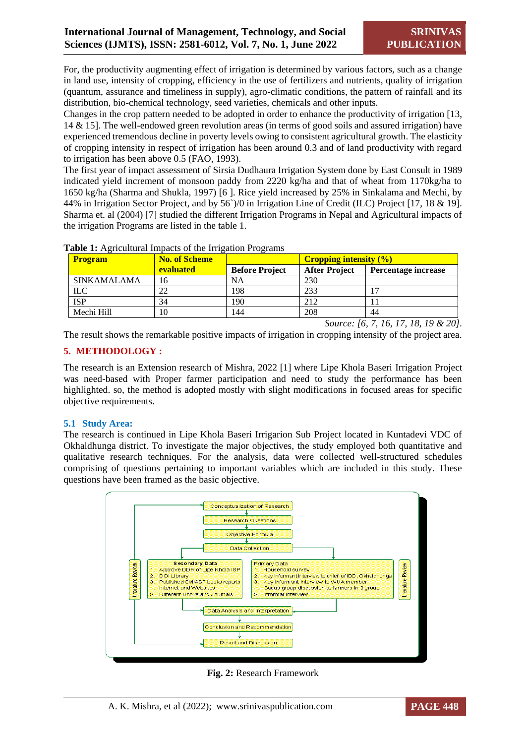For, the productivity augmenting effect of irrigation is determined by various factors, such as a change in land use, intensity of cropping, efficiency in the use of fertilizers and nutrients, quality of irrigation (quantum, assurance and timeliness in supply), agro-climatic conditions, the pattern of rainfall and its distribution, bio-chemical technology, seed varieties, chemicals and other inputs.

Changes in the crop pattern needed to be adopted in order to enhance the productivity of irrigation [13, 14 & 15]. The well-endowed green revolution areas (in terms of good soils and assured irrigation) have experienced tremendous decline in poverty levels owing to consistent agricultural growth. The elasticity of cropping intensity in respect of irrigation has been around 0.3 and of land productivity with regard to irrigation has been above 0.5 (FAO, 1993).

The first year of impact assessment of Sirsia Dudhaura Irrigation System done by East Consult in 1989 indicated yield increment of monsoon paddy from 2220 kg/ha and that of wheat from 1170kg/ha to 1650 kg/ha (Sharma and Shukla, 1997) [6 ]. Rice yield increased by 25% in Sinkalama and Mechi, by 44% in Irrigation Sector Project, and by 56`)/0 in Irrigation Line of Credit (ILC) Project [17, 18 & 19]. Sharma et. al (2004) [7] studied the different Irrigation Programs in Nepal and Agricultural impacts of the irrigation Programs are listed in the table 1.

**Table 1:** Agricultural Impacts of the Irrigation Programs

| Program | No. of Scheme evaluated | Cropping intensity (%) | | |
|---|---|---|---|---|
| | | Before Project | After Project | Percentage increase |
| SINKAMALAMA | 16 | NA | 230 | |
| ILC | 22 | 198 | 233 | 17 |
| ISP | 34 | 190 | 212 | 11 |
| Mechi Hill | 10 | 144 | 208 | 44 |

*Source: [6, 7, 16, 17, 18, 19 & 20].*

The result shows the remarkable positive impacts of irrigation in cropping intensity of the project area.

## 5. METHODOLOGY :

The research is an Extension research of Mishra, 2022 [1] where Lipe Khola Baseri Irrigation Project was need-based with Proper farmer participation and need to study the performance has been highlighted. so, the method is adopted mostly with slight modifications in focused areas for specific objective requirements.

### 5.1 Study Area:

The research is continued in Lipe Khola Baseri Irrigarion Sub Project located in Kuntadevi VDC of Okhaldhunga district. To investigate the major objectives, the study employed both quantitative and qualitative research techniques. For the analysis, data were collected well-structured schedules comprising of questions pertaining to important variables which are included in this study. These questions have been framed as the basic objective.

Conceptualization of Research → Research Questions → Objective Formula → Data Collection

Secondary Data:
1. Approve DDR of Lipe Khola ISP
2. DOI Library
3. Published CMIASP books reports
4. Internet and Websites
5. Different Books and Journals

Primary Data:
1. Household survey
2. Key informant interview to chief of IDD, Okhaldhunga
3. Key informant interview to WUA member
4. Gocus group discussion to farmers in 3 group
5. Informal interview

Literature Review

Data Analysis and Interpretation → Conclusion and Recommendation → Result and Discussion

**Fig. 2:** Research Framework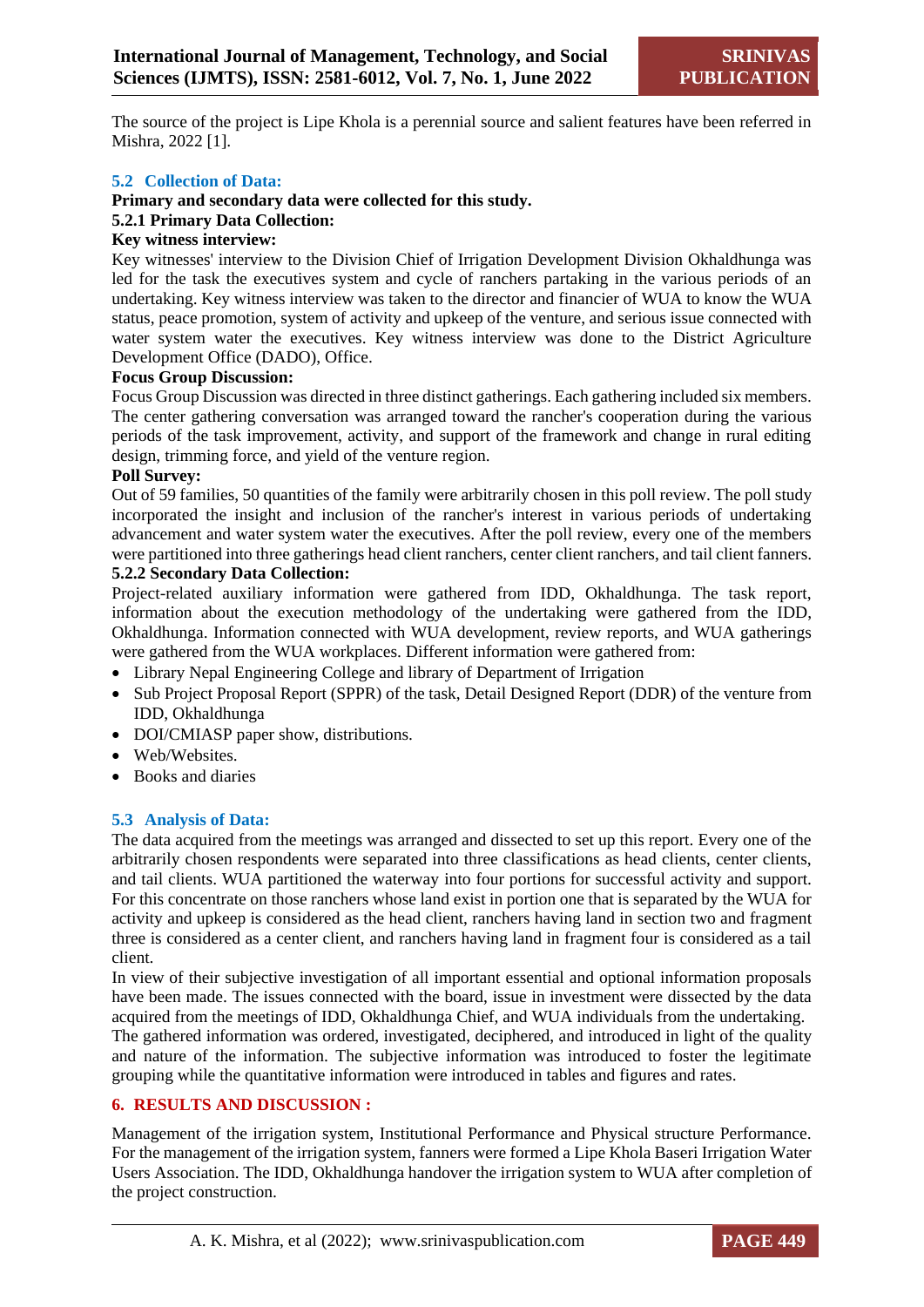The source of the project is Lipe Khola is a perennial source and salient features have been referred in Mishra, 2022 [1].

### 5.2 Collection of Data:

**Primary and secondary data were collected for this study.**

#### 5.2.1 Primary Data Collection:

**Key witness interview:**

Key witnesses' interview to the Division Chief of Irrigation Development Division Okhaldhunga was led for the task the executives system and cycle of ranchers partaking in the various periods of an undertaking. Key witness interview was taken to the director and financier of WUA to know the WUA status, peace promotion, system of activity and upkeep of the venture, and serious issue connected with water system water the executives. Key witness interview was done to the District Agriculture Development Office (DADO), Office.

**Focus Group Discussion:**

Focus Group Discussion was directed in three distinct gatherings. Each gathering included six members. The center gathering conversation was arranged toward the rancher's cooperation during the various periods of the task improvement, activity, and support of the framework and change in rural editing design, trimming force, and yield of the venture region.

**Poll Survey:**

Out of 59 families, 50 quantities of the family were arbitrarily chosen in this poll review. The poll study incorporated the insight and inclusion of the rancher's interest in various periods of undertaking advancement and water system water the executives. After the poll review, every one of the members were partitioned into three gatherings head client ranchers, center client ranchers, and tail client fanners.

#### 5.2.2 Secondary Data Collection:

Project-related auxiliary information were gathered from IDD, Okhaldhunga. The task report, information about the execution methodology of the undertaking were gathered from the IDD, Okhaldhunga. Information connected with WUA development, review reports, and WUA gatherings were gathered from the WUA workplaces. Different information were gathered from:

- Library Nepal Engineering College and library of Department of Irrigation
- Sub Project Proposal Report (SPPR) of the task, Detail Designed Report (DDR) of the venture from IDD, Okhaldhunga
- DOI/CMIASP paper show, distributions.
- Web/Websites.
- Books and diaries

### 5.3 Analysis of Data:

The data acquired from the meetings was arranged and dissected to set up this report. Every one of the arbitrarily chosen respondents were separated into three classifications as head clients, center clients, and tail clients. WUA partitioned the waterway into four portions for successful activity and support. For this concentrate on those ranchers whose land exist in portion one that is separated by the WUA for activity and upkeep is considered as the head client, ranchers having land in section two and fragment three is considered as a center client, and ranchers having land in fragment four is considered as a tail client.

In view of their subjective investigation of all important essential and optional information proposals have been made. The issues connected with the board, issue in investment were dissected by the data acquired from the meetings of IDD, Okhaldhunga Chief, and WUA individuals from the undertaking.

The gathered information was ordered, investigated, deciphered, and introduced in light of the quality and nature of the information. The subjective information was introduced to foster the legitimate grouping while the quantitative information were introduced in tables and figures and rates.

## 6. RESULTS AND DISCUSSION :

Management of the irrigation system, Institutional Performance and Physical structure Performance. For the management of the irrigation system, fanners were formed a Lipe Khola Baseri Irrigation Water Users Association. The IDD, Okhaldhunga handover the irrigation system to WUA after completion of the project construction.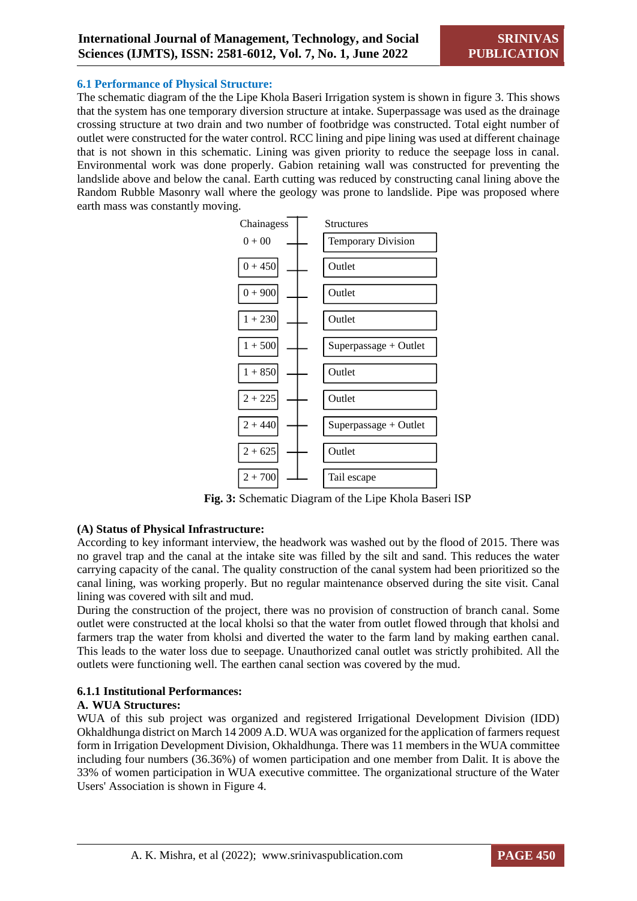### 6.1 Performance of Physical Structure:

The schematic diagram of the the Lipe Khola Baseri Irrigation system is shown in figure 3. This shows that the system has one temporary diversion structure at intake. Superpassage was used as the drainage crossing structure at two drain and two number of footbridge was constructed. Total eight number of outlet were constructed for the water control. RCC lining and pipe lining was used at different chainage that is not shown in this schematic. Lining was given priority to reduce the seepage loss in canal. Environmental work was done properly. Gabion retaining wall was constructed for preventing the landslide above and below the canal. Earth cutting was reduced by constructing canal lining above the Random Rubble Masonry wall where the geology was prone to landslide. Pipe was proposed where earth mass was constantly moving.

| Chainagess | Structures |
|---|---|
| 0 + 00 | Temporary Division |
| 0 + 450 | Outlet |
| 0 + 900 | Outlet |
| 1 + 230 | Outlet |
| 1 + 500 | Superpassage + Outlet |
| 1 + 850 | Outlet |
| 2 + 225 | Outlet |
| 2 + 440 | Superpassage + Outlet |
| 2 + 625 | Outlet |
| 2 + 700 | Tail escape |

**Fig. 3:** Schematic Diagram of the Lipe Khola Baseri ISP

**(A) Status of Physical Infrastructure:**

According to key informant interview, the headwork was washed out by the flood of 2015. There was no gravel trap and the canal at the intake site was filled by the silt and sand. This reduces the water carrying capacity of the canal. The quality construction of the canal system had been prioritized so the canal lining, was working properly. But no regular maintenance observed during the site visit. Canal lining was covered with silt and mud.

During the construction of the project, there was no provision of construction of branch canal. Some outlet were constructed at the local kholsi so that the water from outlet flowed through that kholsi and farmers trap the water from kholsi and diverted the water to the farm land by making earthen canal. This leads to the water loss due to seepage. Unauthorized canal outlet was strictly prohibited. All the outlets were functioning well. The earthen canal section was covered by the mud.

#### 6.1.1 Institutional Performances:

**A. WUA Structures:**

WUA of this sub project was organized and registered Irrigational Development Division (IDD) Okhaldhunga district on March 14 2009 A.D. WUA was organized for the application of farmers request form in Irrigation Development Division, Okhaldhunga. There was 11 members in the WUA committee including four numbers (36.36%) of women participation and one member from Dalit. It is above the 33% of women participation in WUA executive committee. The organizational structure of the Water Users' Association is shown in Figure 4.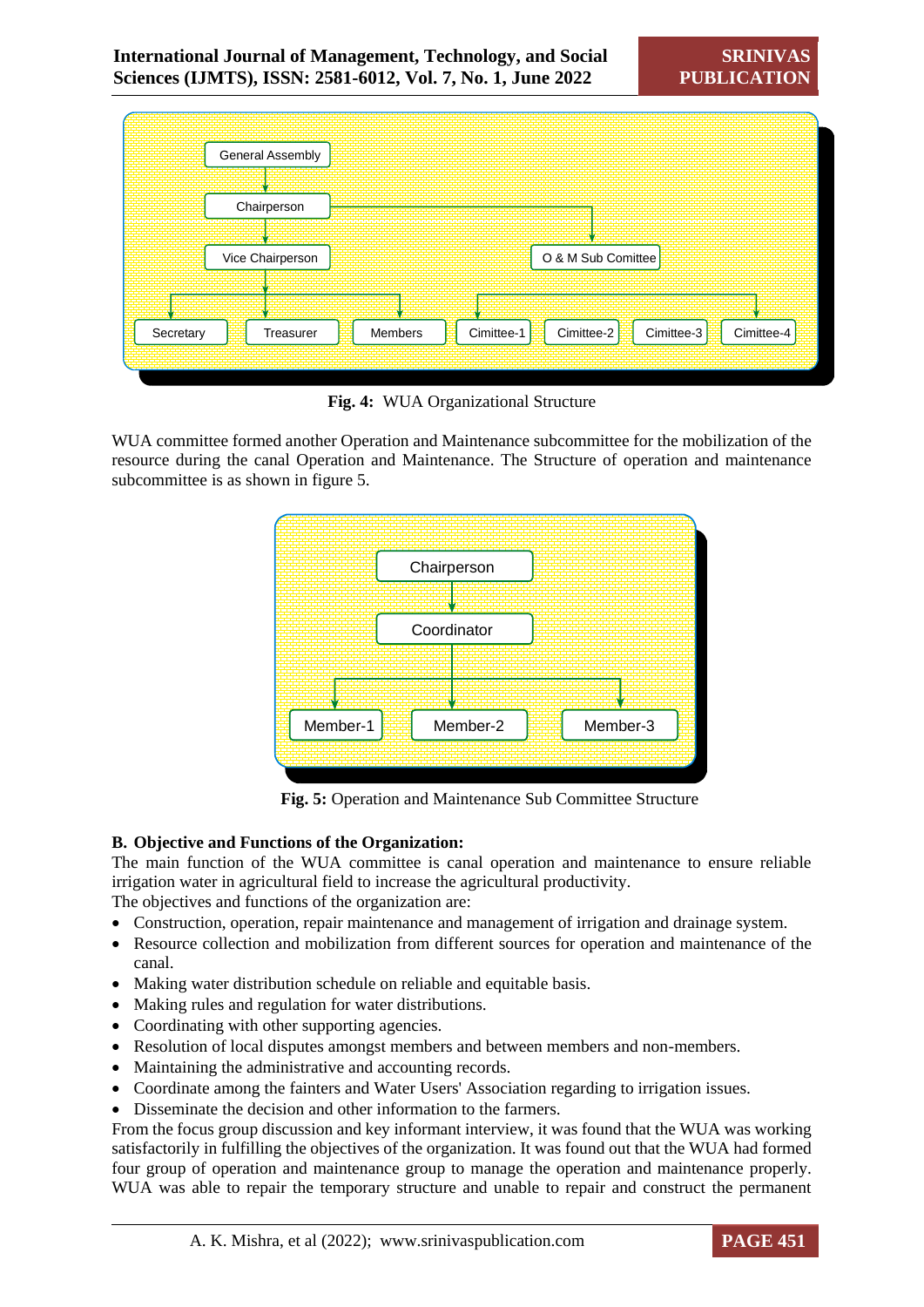General Assembly

Chairperson

Vice Chairperson

O & M Sub Comitee

Secretary

Treasurer

Members

Cimittee-1

Cimittee-2

Cimittee-3

Cimittee-4

**Fig. 4:** WUA Organizational Structure

WUA committee formed another Operation and Maintenance subcommittee for the mobilization of the resource during the canal Operation and Maintenance. The Structure of operation and maintenance subcommittee is as shown in figure 5.

Chairperson

Coordinator

Member-1

Member-2

Member-3

**Fig. 5:** Operation and Maintenance Sub Committee Structure

### B. Objective and Functions of the Organization:

The main function of the WUA committee is canal operation and maintenance to ensure reliable irrigation water in agricultural field to increase the agricultural productivity.

The objectives and functions of the organization are:

- Construction, operation, repair maintenance and management of irrigation and drainage system.
- Resource collection and mobilization from different sources for operation and maintenance of the canal.
- Making water distribution schedule on reliable and equitable basis.
- Making rules and regulation for water distributions.
- Coordinating with other supporting agencies.
- Resolution of local disputes amongst members and between members and non-members.
- Maintaining the administrative and accounting records.
- Coordinate among the fainters and Water Users' Association regarding to irrigation issues.
- Disseminate the decision and other information to the farmers.

From the focus group discussion and key informant interview, it was found that the WUA was working satisfactorily in fulfilling the objectives of the organization. It was found out that the WUA had formed four group of operation and maintenance group to manage the operation and maintenance properly. WUA was able to repair the temporary structure and unable to repair and construct the permanent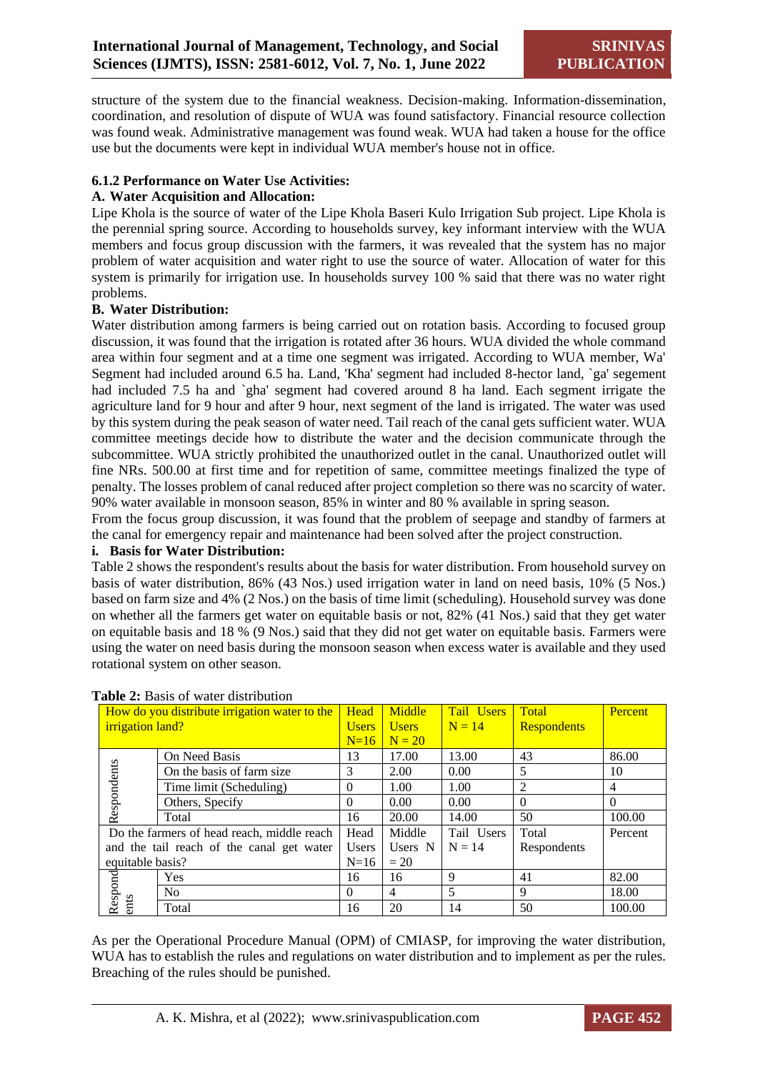structure of the system due to the financial weakness. Decision-making. Information-dissemination, coordination, and resolution of dispute of WUA was found satisfactory. Financial resource collection was found weak. Administrative management was found weak. WUA had taken a house for the office use but the documents were kept in individual WUA member's house not in office.

### 6.1.2 Performance on Water Use Activities:

**A. Water Acquisition and Allocation:**

Lipe Khola is the source of water of the Lipe Khola Baseri Kulo Irrigation Sub project. Lipe Khola is the perennial spring source. According to households survey, key informant interview with the WUA members and focus group discussion with the farmers, it was revealed that the system has no major problem of water acquisition and water right to use the source of water. Allocation of water for this system is primarily for irrigation use. In households survey 100 % said that there was no water right problems.

**B. Water Distribution:**

Water distribution among farmers is being carried out on rotation basis. According to focused group discussion, it was found that the irrigation is rotated after 36 hours. WUA divided the whole command area within four segment and at a time one segment was irrigated. According to WUA member, Wa' Segment had included around 6.5 ha. Land, 'Kha' segment had included 8-hector land, `ga' segement had included 7.5 ha and `gha' segment had covered around 8 ha land. Each segment irrigate the agriculture land for 9 hour and after 9 hour, next segment of the land is irrigated. The water was used by this system during the peak season of water need. Tail reach of the canal gets sufficient water. WUA committee meetings decide how to distribute the water and the decision communicate through the subcommittee. WUA strictly prohibited the unauthorized outlet in the canal. Unauthorized outlet will fine NRs. 500.00 at first time and for repetition of same, committee meetings finalized the type of penalty. The losses problem of canal reduced after project completion so there was no scarcity of water. 90% water available in monsoon season, 85% in winter and 80 % available in spring season.

From the focus group discussion, it was found that the problem of seepage and standby of farmers at the canal for emergency repair and maintenance had been solved after the project construction.

**i. Basis for Water Distribution:**

Table 2 shows the respondent's results about the basis for water distribution. From household survey on basis of water distribution, 86% (43 Nos.) used irrigation water in land on need basis, 10% (5 Nos.) based on farm size and 4% (2 Nos.) on the basis of time limit (scheduling). Household survey was done on whether all the farmers get water on equitable basis or not, 82% (41 Nos.) said that they get water on equitable basis and 18 % (9 Nos.) said that they did not get water on equitable basis. Farmers were using the water on need basis during the monsoon season when excess water is available and they used rotational system on other season.

**Table 2:** Basis of water distribution

| How do you distribute irrigation water to the irrigation land? | | Head Users N=16 | Middle Users N = 20 | Tail Users N = 14 | Total Respondents | Percent |
|---|---|---|---|---|---|---|
| Respondents | On Need Basis | 13 | 17.00 | 13.00 | 43 | 86.00 |
| | On the basis of farm size | 3 | 2.00 | 0.00 | 5 | 10 |
| | Time limit (Scheduling) | 0 | 1.00 | 1.00 | 2 | 4 |
| | Others, Specify | 0 | 0.00 | 0.00 | 0 | 0 |
| | Total | 16 | 20.00 | 14.00 | 50 | 100.00 |
| Do the farmers of head reach, middle reach and the tail reach of the canal get water equitable basis? | | Head Users N=16 | Middle Users N = 20 | Tail Users N = 14 | Total Respondents | Percent |
| Respondents | Yes | 16 | 16 | 9 | 41 | 82.00 |
| | No | 0 | 4 | 5 | 9 | 18.00 |
| | Total | 16 | 20 | 14 | 50 | 100.00 |

As per the Operational Procedure Manual (OPM) of CMIASP, for improving the water distribution, WUA has to establish the rules and regulations on water distribution and to implement as per the rules. Breaching of the rules should be punished.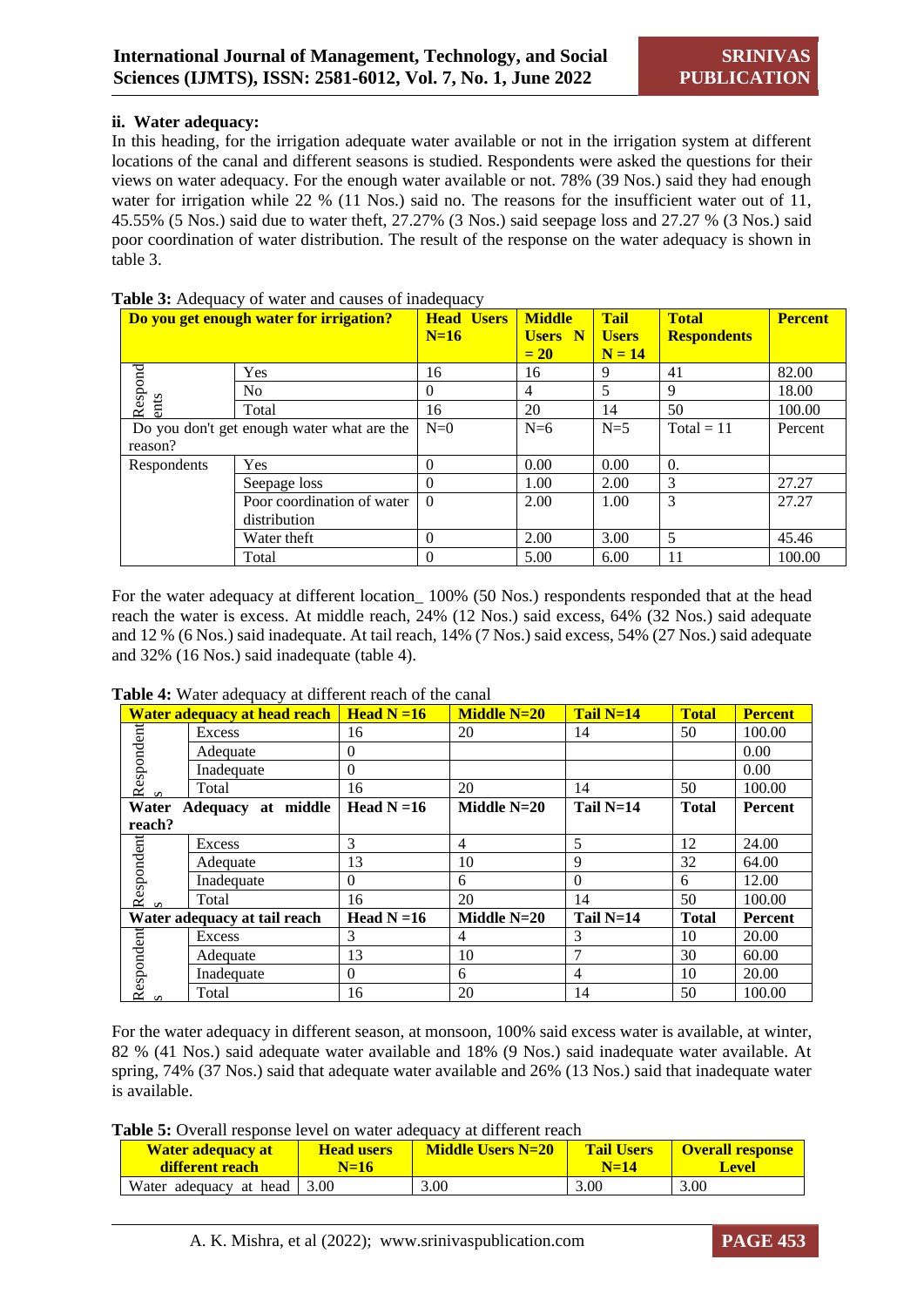**ii. Water adequacy:**

In this heading, for the irrigation adequate water available or not in the irrigation system at different locations of the canal and different seasons is studied. Respondents were asked the questions for their views on water adequacy. For the enough water available or not. 78% (39 Nos.) said they had enough water for irrigation while 22 % (11 Nos.) said no. The reasons for the insufficient water out of 11, 45.55% (5 Nos.) said due to water theft, 27.27% (3 Nos.) said seepage loss and 27.27 % (3 Nos.) said poor coordination of water distribution. The result of the response on the water adequacy is shown in table 3.

**Table 3:** Adequacy of water and causes of inadequacy

| Do you get enough water for irrigation? | | Head Users N=16 | Middle Users N = 20 | Tail Users N = 14 | Total Respondents | Percent |
|---|---|---|---|---|---|---|
| Respondents | Yes | 16 | 16 | 9 | 41 | 82.00 |
| | No | 0 | 4 | 5 | 9 | 18.00 |
| | Total | 16 | 20 | 14 | 50 | 100.00 |
| Do you don't get enough water what are the reason? | | N=0 | N=6 | N=5 | Total = 11 | Percent |
| Respondents | Yes | 0 | 0.00 | 0.00 | 0. | |
| | Seepage loss | 0 | 1.00 | 2.00 | 3 | 27.27 |
| | Poor coordination of water distribution | 0 | 2.00 | 1.00 | 3 | 27.27 |
| | Water theft | 0 | 2.00 | 3.00 | 5 | 45.46 |
| | Total | 0 | 5.00 | 6.00 | 11 | 100.00 |

For the water adequacy at different location_ 100% (50 Nos.) respondents responded that at the head reach the water is excess. At middle reach, 24% (12 Nos.) said excess, 64% (32 Nos.) said adequate and 12 % (6 Nos.) said inadequate. At tail reach, 14% (7 Nos.) said excess, 54% (27 Nos.) said adequate and 32% (16 Nos.) said inadequate (table 4).

**Table 4:** Water adequacy at different reach of the canal

| Water adequacy at head reach | | Head N =16 | Middle N=20 | Tail N=14 | Total | Percent |
|---|---|---|---|---|---|---|
| Respondents | Excess | 16 | 20 | 14 | 50 | 100.00 |
| | Adequate | 0 | | | | 0.00 |
| | Inadequate | 0 | | | | 0.00 |
| | Total | 16 | 20 | 14 | 50 | 100.00 |
| **Water Adequacy at middle reach?** | | **Head N =16** | **Middle N=20** | **Tail N=14** | **Total** | **Percent** |
| Respondents | Excess | 3 | 4 | 5 | 12 | 24.00 |
| | Adequate | 13 | 10 | 9 | 32 | 64.00 |
| | Inadequate | 0 | 6 | 0 | 6 | 12.00 |
| | Total | 16 | 20 | 14 | 50 | 100.00 |
| **Water adequacy at tail reach** | | **Head N =16** | **Middle N=20** | **Tail N=14** | **Total** | **Percent** |
| Respondents | Excess | 3 | 4 | 3 | 10 | 20.00 |
| | Adequate | 13 | 10 | 7 | 30 | 60.00 |
| | Inadequate | 0 | 6 | 4 | 10 | 20.00 |
| | Total | 16 | 20 | 14 | 50 | 100.00 |

For the water adequacy in different season, at monsoon, 100% said excess water is available, at winter, 82 % (41 Nos.) said adequate water available and 18% (9 Nos.) said inadequate water available. At spring, 74% (37 Nos.) said that adequate water available and 26% (13 Nos.) said that inadequate water is available.

**Table 5:** Overall response level on water adequacy at different reach

| Water adequacy at different reach | Head users N=16 | Middle Users N=20 | Tail Users N=14 | Overall response Level |
|---|---|---|---|---|
| Water adequacy at head | 3.00 | 3.00 | 3.00 | 3.00 |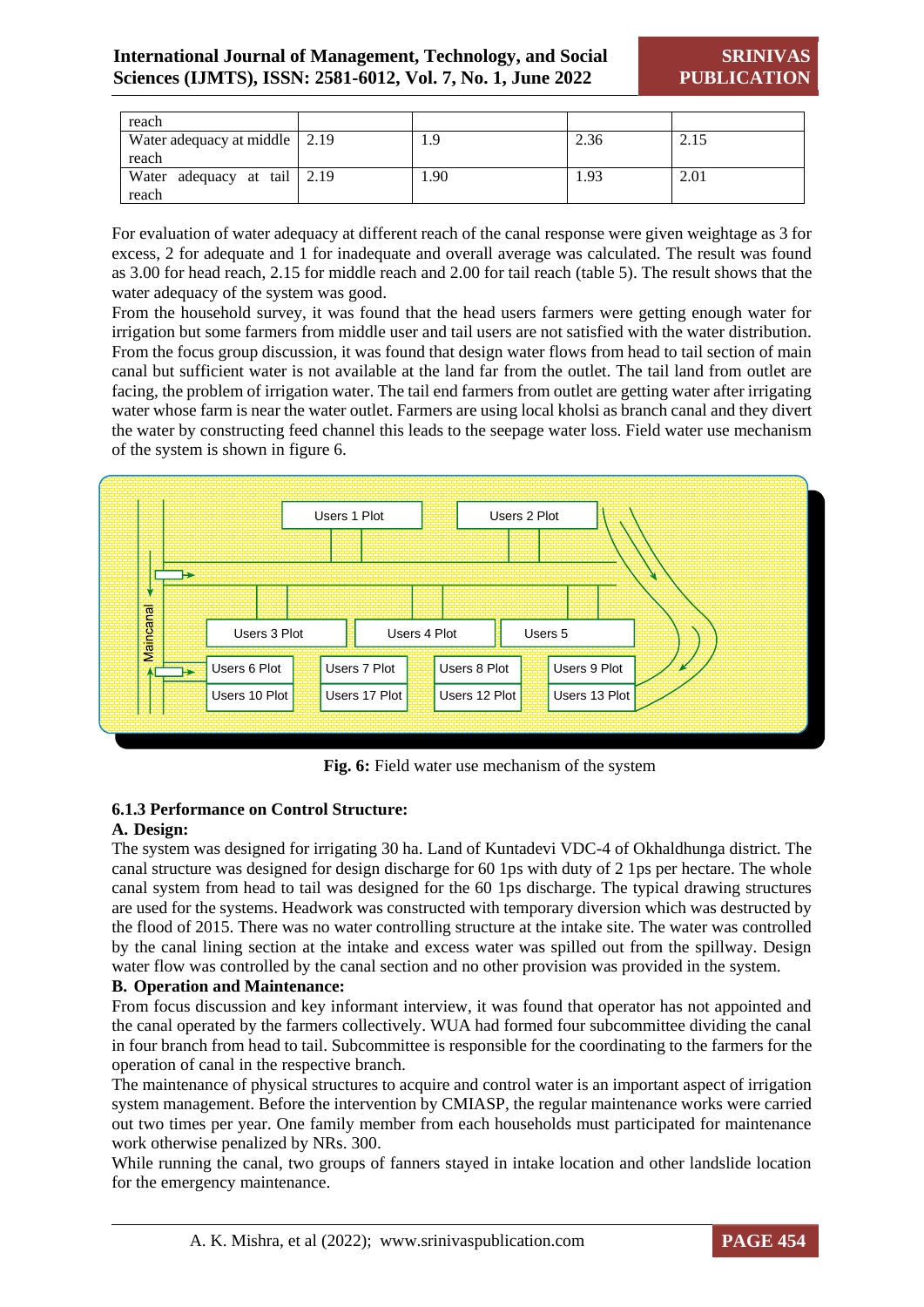| reach | | | | |
|---|---|---|---|---|
| Water adequacy at middle reach | 2.19 | 1.9 | 2.36 | 2.15 |
| Water adequacy at tail reach | 2.19 | 1.90 | 1.93 | 2.01 |

For evaluation of water adequacy at different reach of the canal response were given weightage as 3 for excess, 2 for adequate and 1 for inadequate and overall average was calculated. The result was found as 3.00 for head reach, 2.15 for middle reach and 2.00 for tail reach (table 5). The result shows that the water adequacy of the system was good.

From the household survey, it was found that the head users farmers were getting enough water for irrigation but some farmers from middle user and tail users are not satisfied with the water distribution. From the focus group discussion, it was found that design water flows from head to tail section of main canal but sufficient water is not available at the land far from the outlet. The tail land from outlet are facing, the problem of irrigation water. The tail end farmers from outlet are getting water after irrigating water whose farm is near the water outlet. Farmers are using local kholsi as branch canal and they divert the water by constructing feed channel this leads to the seepage water loss. Field water use mechanism of the system is shown in figure 6.

**Fig. 6:** Field water use mechanism of the system

### 6.1.3 Performance on Control Structure:

#### A. Design:

The system was designed for irrigating 30 ha. Land of Kuntadevi VDC-4 of Okhaldhunga district. The canal structure was designed for design discharge for 60 1ps with duty of 2 1ps per hectare. The whole canal system from head to tail was designed for the 60 1ps discharge. The typical drawing structures are used for the systems. Headwork was constructed with temporary diversion which was destructed by the flood of 2015. There was no water controlling structure at the intake site. The water was controlled by the canal lining section at the intake and excess water was spilled out from the spillway. Design water flow was controlled by the canal section and no other provision was provided in the system.

#### B. Operation and Maintenance:

From focus discussion and key informant interview, it was found that operator has not appointed and the canal operated by the farmers collectively. WUA had formed four subcommittee dividing the canal in four branch from head to tail. Subcommittee is responsible for the coordinating to the farmers for the operation of canal in the respective branch.

The maintenance of physical structures to acquire and control water is an important aspect of irrigation system management. Before the intervention by CMIASP, the regular maintenance works were carried out two times per year. One family member from each households must participated for maintenance work otherwise penalized by NRs. 300.

While running the canal, two groups of fanners stayed in intake location and other landslide location for the emergency maintenance.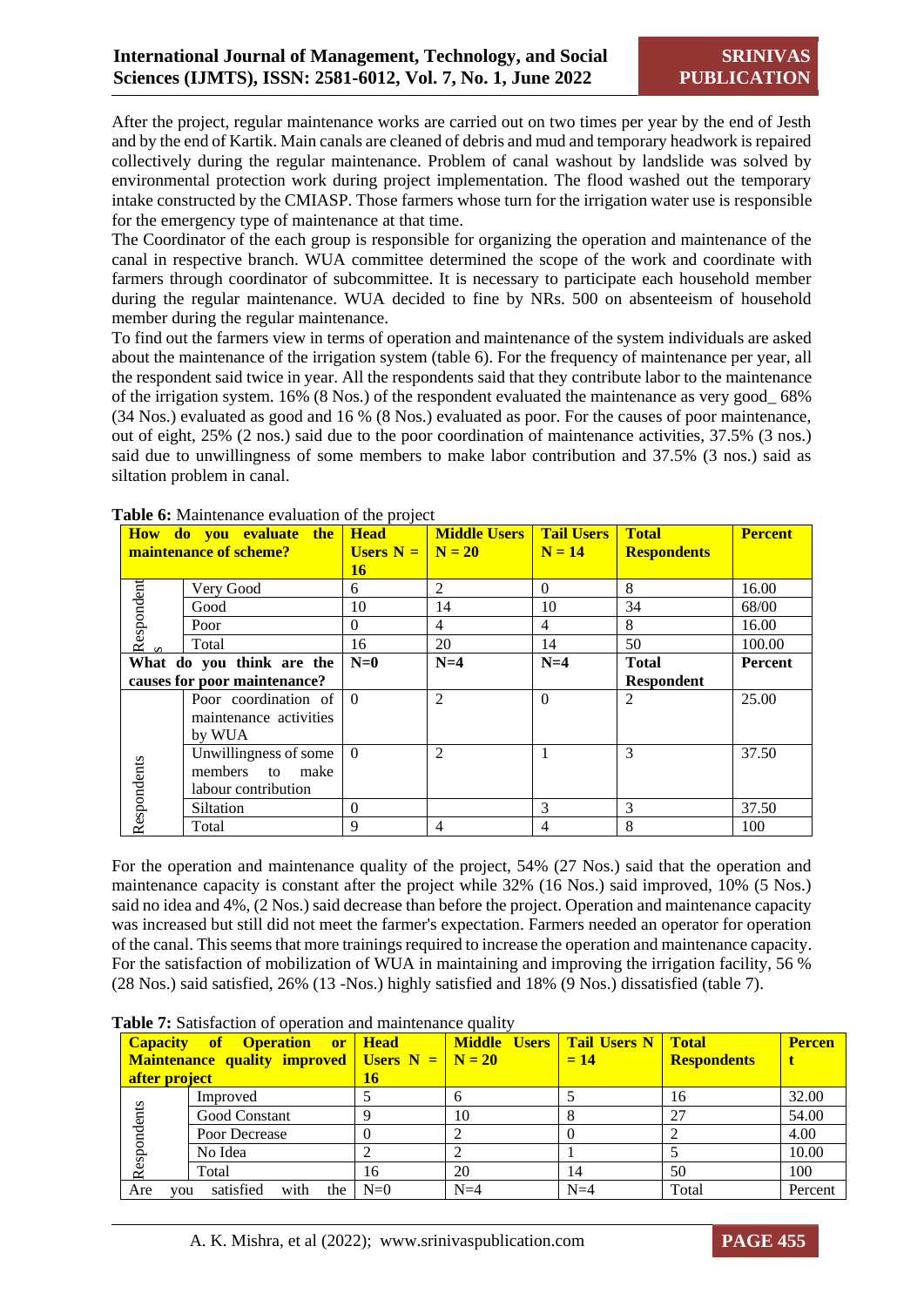After the project, regular maintenance works are carried out on two times per year by the end of Jesth and by the end of Kartik. Main canals are cleaned of debris and mud and temporary headwork is repaired collectively during the regular maintenance. Problem of canal washout by landslide was solved by environmental protection work during project implementation. The flood washed out the temporary intake constructed by the CMIASP. Those farmers whose turn for the irrigation water use is responsible for the emergency type of maintenance at that time.

The Coordinator of the each group is responsible for organizing the operation and maintenance of the canal in respective branch. WUA committee determined the scope of the work and coordinate with farmers through coordinator of subcommittee. It is necessary to participate each household member during the regular maintenance. WUA decided to fine by NRs. 500 on absenteeism of household member during the regular maintenance.

To find out the farmers view in terms of operation and maintenance of the system individuals are asked about the maintenance of the irrigation system (table 6). For the frequency of maintenance per year, all the respondent said twice in year. All the respondents said that they contribute labor to the maintenance of the irrigation system. 16% (8 Nos.) of the respondent evaluated the maintenance as very good_ 68% (34 Nos.) evaluated as good and 16 % (8 Nos.) evaluated as poor. For the causes of poor maintenance, out of eight, 25% (2 nos.) said due to the poor coordination of maintenance activities, 37.5% (3 nos.) said due to unwillingness of some members to make labor contribution and 37.5% (3 nos.) said as siltation problem in canal.

**Table 6:** Maintenance evaluation of the project

| **How do you evaluate the maintenance of scheme?** | | **Head Users N = 16** | **Middle Users N = 20** | **Tail Users N = 14** | **Total Respondents** | **Percent** |
|---|---|---|---|---|---|---|
| Respondents | Very Good | 6 | 2 | 0 | 8 | 16.00 |
| | Good | 10 | 14 | 10 | 34 | 68/00 |
| | Poor | 0 | 4 | 4 | 8 | 16.00 |
| | Total | 16 | 20 | 14 | 50 | 100.00 |
| **What do you think are the causes for poor maintenance?** | | **N=0** | **N=4** | **N=4** | **Total Respondent** | **Percent** |
| Respondents | Poor coordination of maintenance activities by WUA | 0 | 2 | 0 | 2 | 25.00 |
| | Unwillingness of some members to make labour contribution | 0 | 2 | 1 | 3 | 37.50 |
| | Siltation | 0 | | 3 | 3 | 37.50 |
| | Total | 9 | 4 | 4 | 8 | 100 |

For the operation and maintenance quality of the project, 54% (27 Nos.) said that the operation and maintenance capacity is constant after the project while 32% (16 Nos.) said improved, 10% (5 Nos.) said no idea and 4%, (2 Nos.) said decrease than before the project. Operation and maintenance capacity was increased but still did not meet the farmer's expectation. Farmers needed an operator for operation of the canal. This seems that more trainings required to increase the operation and maintenance capacity. For the satisfaction of mobilization of WUA in maintaining and improving the irrigation facility, 56 % (28 Nos.) said satisfied, 26% (13 -Nos.) highly satisfied and 18% (9 Nos.) dissatisfied (table 7).

**Table 7:** Satisfaction of operation and maintenance quality

| **Capacity of Operation or Maintenance quality improved after project** | | **Head Users N = 16** | **Middle Users N = 20** | **Tail Users N = 14** | **Total Respondents** | **Percent** |
|---|---|---|---|---|---|---|
| Respondents | Improved | 5 | 6 | 5 | 16 | 32.00 |
| | Good Constant | 9 | 10 | 8 | 27 | 54.00 |
| | Poor Decrease | 0 | 2 | 0 | 2 | 4.00 |
| | No Idea | 2 | 2 | 1 | 5 | 10.00 |
| | Total | 16 | 20 | 14 | 50 | 100 |
| Are you satisfied with the | | N=0 | N=4 | N=4 | Total | Percent |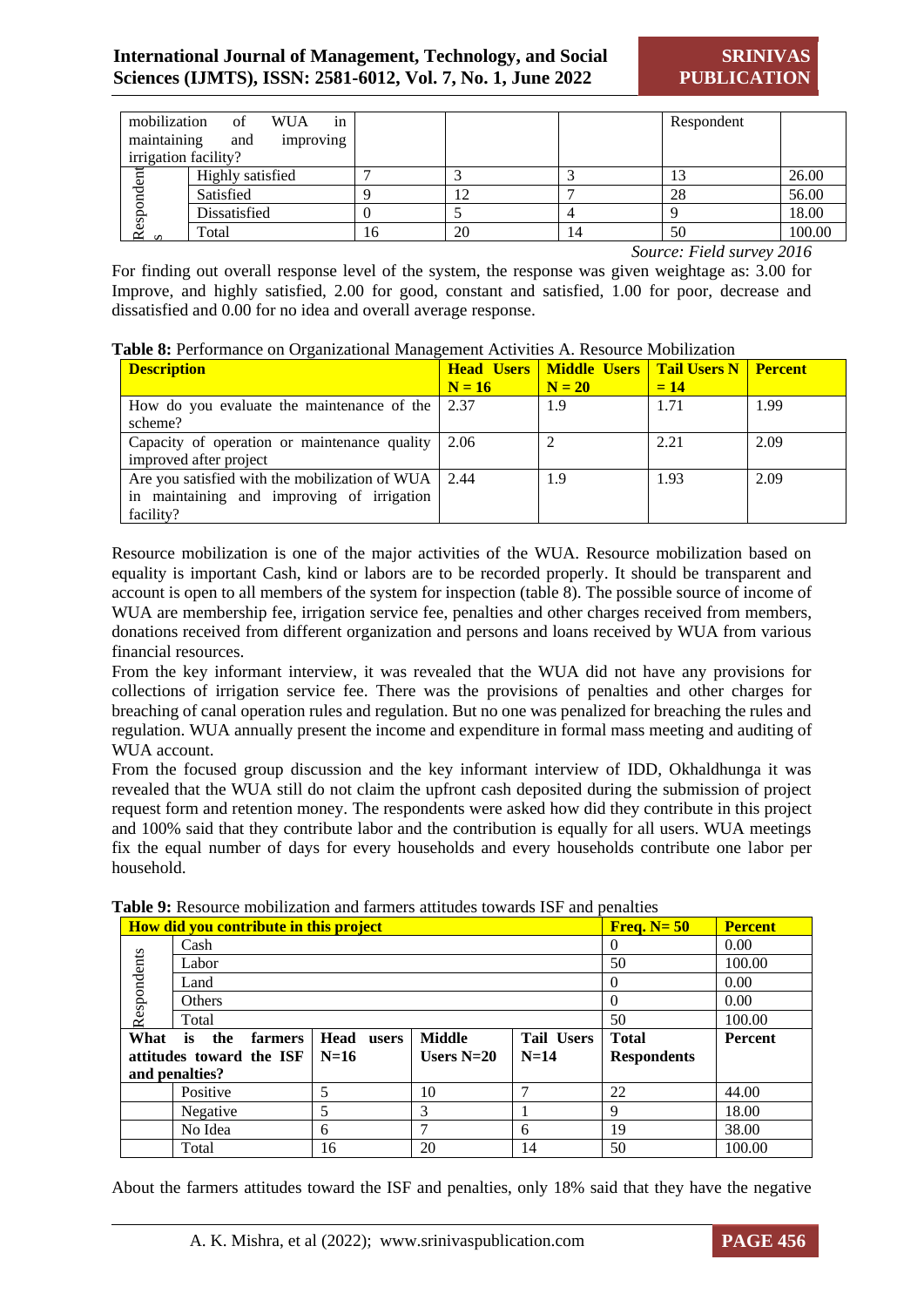| mobilization of WUA in maintaining and improving irrigation facility? | | | | | Respondent | |
|---|---|---|---|---|---|---|
| Respondents | Highly satisfied | 7 | 3 | 3 | 13 | 26.00 |
| | Satisfied | 9 | 12 | 7 | 28 | 56.00 |
| | Dissatisfied | 0 | 5 | 4 | 9 | 18.00 |
| | Total | 16 | 20 | 14 | 50 | 100.00 |

*Source: Field survey 2016*

For finding out overall response level of the system, the response was given weightage as: 3.00 for Improve, and highly satisfied, 2.00 for good, constant and satisfied, 1.00 for poor, decrease and dissatisfied and 0.00 for no idea and overall average response.

**Table 8:** Performance on Organizational Management Activities A. Resource Mobilization

| Description | Head Users N = 16 | Middle Users N = 20 | Tail Users N = 14 | Percent |
|---|---|---|---|---|
| How do you evaluate the maintenance of the scheme? | 2.37 | 1.9 | 1.71 | 1.99 |
| Capacity of operation or maintenance quality improved after project | 2.06 | 2 | 2.21 | 2.09 |
| Are you satisfied with the mobilization of WUA in maintaining and improving of irrigation facility? | 2.44 | 1.9 | 1.93 | 2.09 |

Resource mobilization is one of the major activities of the WUA. Resource mobilization based on equality is important Cash, kind or labors are to be recorded properly. It should be transparent and account is open to all members of the system for inspection (table 8). The possible source of income of WUA are membership fee, irrigation service fee, penalties and other charges received from members, donations received from different organization and persons and loans received by WUA from various financial resources.

From the key informant interview, it was revealed that the WUA did not have any provisions for collections of irrigation service fee. There was the provisions of penalties and other charges for breaching of canal operation rules and regulation. But no one was penalized for breaching the rules and regulation. WUA annually present the income and expenditure in formal mass meeting and auditing of WUA account.

From the focused group discussion and the key informant interview of IDD, Okhaldhunga it was revealed that the WUA still do not claim the upfront cash deposited during the submission of project request form and retention money. The respondents were asked how did they contribute in this project and 100% said that they contribute labor and the contribution is equally for all users. WUA meetings fix the equal number of days for every households and every households contribute one labor per household.

**Table 9:** Resource mobilization and farmers attitudes towards ISF and penalties

| How did you contribute in this project | | | | | Freq. N= 50 | Percent |
|---|---|---|---|---|---|---|
| Respondents | Cash | | | | 0 | 0.00 |
| | Labor | | | | 50 | 100.00 |
| | Land | | | | 0 | 0.00 |
| | Others | | | | 0 | 0.00 |
| | Total | | | | 50 | 100.00 |
| **What is the farmers attitudes toward the ISF and penalties?** | | **Head users N=16** | **Middle Users N=20** | **Tail Users N=14** | **Total Respondents** | **Percent** |
| | Positive | 5 | 10 | 7 | 22 | 44.00 |
| | Negative | 5 | 3 | 1 | 9 | 18.00 |
| | No Idea | 6 | 7 | 6 | 19 | 38.00 |
| | Total | 16 | 20 | 14 | 50 | 100.00 |

About the farmers attitudes toward the ISF and penalties, only 18% said that they have the negative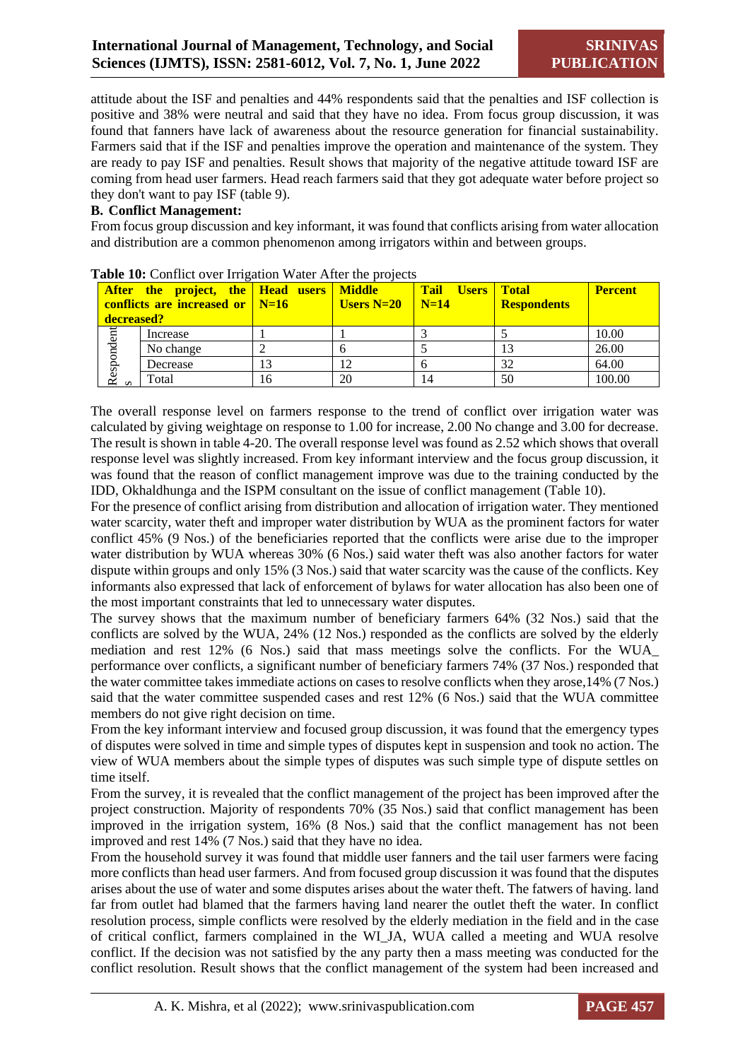attitude about the ISF and penalties and 44% respondents said that the penalties and ISF collection is positive and 38% were neutral and said that they have no idea. From focus group discussion, it was found that fanners have lack of awareness about the resource generation for financial sustainability. Farmers said that if the ISF and penalties improve the operation and maintenance of the system. They are ready to pay ISF and penalties. Result shows that majority of the negative attitude toward ISF are coming from head user farmers. Head reach farmers said that they got adequate water before project so they don't want to pay ISF (table 9).

**B. Conflict Management:**

From focus group discussion and key informant, it was found that conflicts arising from water allocation and distribution are a common phenomenon among irrigators within and between groups.

**Table 10:** Conflict over Irrigation Water After the projects

| After the project, the conflicts are increased or decreased? | | Head users N=16 | Middle Users N=20 | Tail Users N=14 | Total Respondents | Percent |
|---|---|---|---|---|---|---|
| Respondents | Increase | 1 | 1 | 3 | 5 | 10.00 |
| | No change | 2 | 6 | 5 | 13 | 26.00 |
| | Decrease | 13 | 12 | 6 | 32 | 64.00 |
| | Total | 16 | 20 | 14 | 50 | 100.00 |

The overall response level on farmers response to the trend of conflict over irrigation water was calculated by giving weightage on response to 1.00 for increase, 2.00 No change and 3.00 for decrease. The result is shown in table 4-20. The overall response level was found as 2.52 which shows that overall response level was slightly increased. From key informant interview and the focus group discussion, it was found that the reason of conflict management improve was due to the training conducted by the IDD, Okhaldhunga and the ISPM consultant on the issue of conflict management (Table 10).

For the presence of conflict arising from distribution and allocation of irrigation water. They mentioned water scarcity, water theft and improper water distribution by WUA as the prominent factors for water conflict 45% (9 Nos.) of the beneficiaries reported that the conflicts were arise due to the improper water distribution by WUA whereas 30% (6 Nos.) said water theft was also another factors for water dispute within groups and only 15% (3 Nos.) said that water scarcity was the cause of the conflicts. Key informants also expressed that lack of enforcement of bylaws for water allocation has also been one of the most important constraints that led to unnecessary water disputes.

The survey shows that the maximum number of beneficiary farmers 64% (32 Nos.) said that the conflicts are solved by the WUA, 24% (12 Nos.) responded as the conflicts are solved by the elderly mediation and rest 12% (6 Nos.) said that mass meetings solve the conflicts. For the WUA_ performance over conflicts, a significant number of beneficiary farmers 74% (37 Nos.) responded that the water committee takes immediate actions on cases to resolve conflicts when they arose,14% (7 Nos.) said that the water committee suspended cases and rest 12% (6 Nos.) said that the WUA committee members do not give right decision on time.

From the key informant interview and focused group discussion, it was found that the emergency types of disputes were solved in time and simple types of disputes kept in suspension and took no action. The view of WUA members about the simple types of disputes was such simple type of dispute settles on time itself.

From the survey, it is revealed that the conflict management of the project has been improved after the project construction. Majority of respondents 70% (35 Nos.) said that conflict management has been improved in the irrigation system, 16% (8 Nos.) said that the conflict management has not been improved and rest 14% (7 Nos.) said that they have no idea.

From the household survey it was found that middle user fanners and the tail user farmers were facing more conflicts than head user farmers. And from focused group discussion it was found that the disputes arises about the use of water and some disputes arises about the water theft. The fatwers of having. land far from outlet had blamed that the farmers having land nearer the outlet theft the water. In conflict resolution process, simple conflicts were resolved by the elderly mediation in the field and in the case of critical conflict, farmers complained in the WI_JA, WUA called a meeting and WUA resolve conflict. If the decision was not satisfied by the any party then a mass meeting was conducted for the conflict resolution. Result shows that the conflict management of the system had been increased and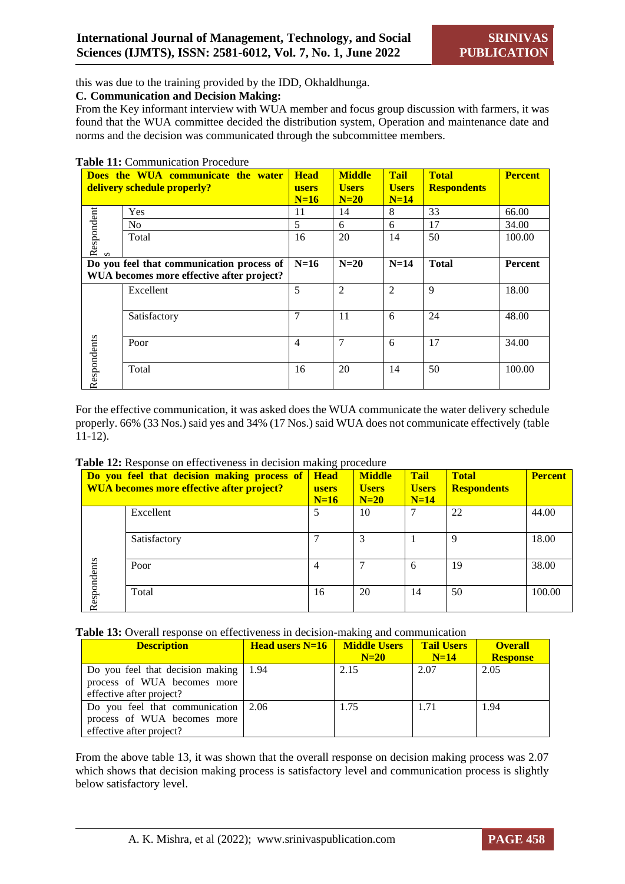this was due to the training provided by the IDD, Okhaldhunga.

**C. Communication and Decision Making:**

From the Key informant interview with WUA member and focus group discussion with farmers, it was found that the WUA committee decided the distribution system, Operation and maintenance date and norms and the decision was communicated through the subcommittee members.

**Table 11:** Communication Procedure

| Does the WUA communicate the water delivery schedule properly? | | Head users N=16 | Middle Users N=20 | Tail Users N=14 | Total Respondents | Percent |
|---|---|---|---|---|---|---|
| Respondents | Yes | 11 | 14 | 8 | 33 | 66.00 |
| | No | 5 | 6 | 6 | 17 | 34.00 |
| | Total | 16 | 20 | 14 | 50 | 100.00 |
| **Do you feel that communication process of WUA becomes more effective after project?** | | **N=16** | **N=20** | **N=14** | **Total** | **Percent** |
| Respondents | Excellent | 5 | 2 | 2 | 9 | 18.00 |
| | Satisfactory | 7 | 11 | 6 | 24 | 48.00 |
| | Poor | 4 | 7 | 6 | 17 | 34.00 |
| | Total | 16 | 20 | 14 | 50 | 100.00 |

For the effective communication, it was asked does the WUA communicate the water delivery schedule properly. 66% (33 Nos.) said yes and 34% (17 Nos.) said WUA does not communicate effectively (table 11-12).

**Table 12:** Response on effectiveness in decision making procedure

| Do you feel that decision making process of WUA becomes more effective after project? | | Head users N=16 | Middle Users N=20 | Tail Users N=14 | Total Respondents | Percent |
|---|---|---|---|---|---|---|
| Respondents | Excellent | 5 | 10 | 7 | 22 | 44.00 |
| | Satisfactory | 7 | 3 | 1 | 9 | 18.00 |
| | Poor | 4 | 7 | 6 | 19 | 38.00 |
| | Total | 16 | 20 | 14 | 50 | 100.00 |

**Table 13:** Overall response on effectiveness in decision-making and communication

| Description | Head users N=16 | Middle Users N=20 | Tail Users N=14 | Overall Response |
|---|---|---|---|---|
| Do you feel that decision making process of WUA becomes more effective after project? | 1.94 | 2.15 | 2.07 | 2.05 |
| Do you feel that communication process of WUA becomes more effective after project? | 2.06 | 1.75 | 1.71 | 1.94 |

From the above table 13, it was shown that the overall response on decision making process was 2.07 which shows that decision making process is satisfactory level and communication process is slightly below satisfactory level.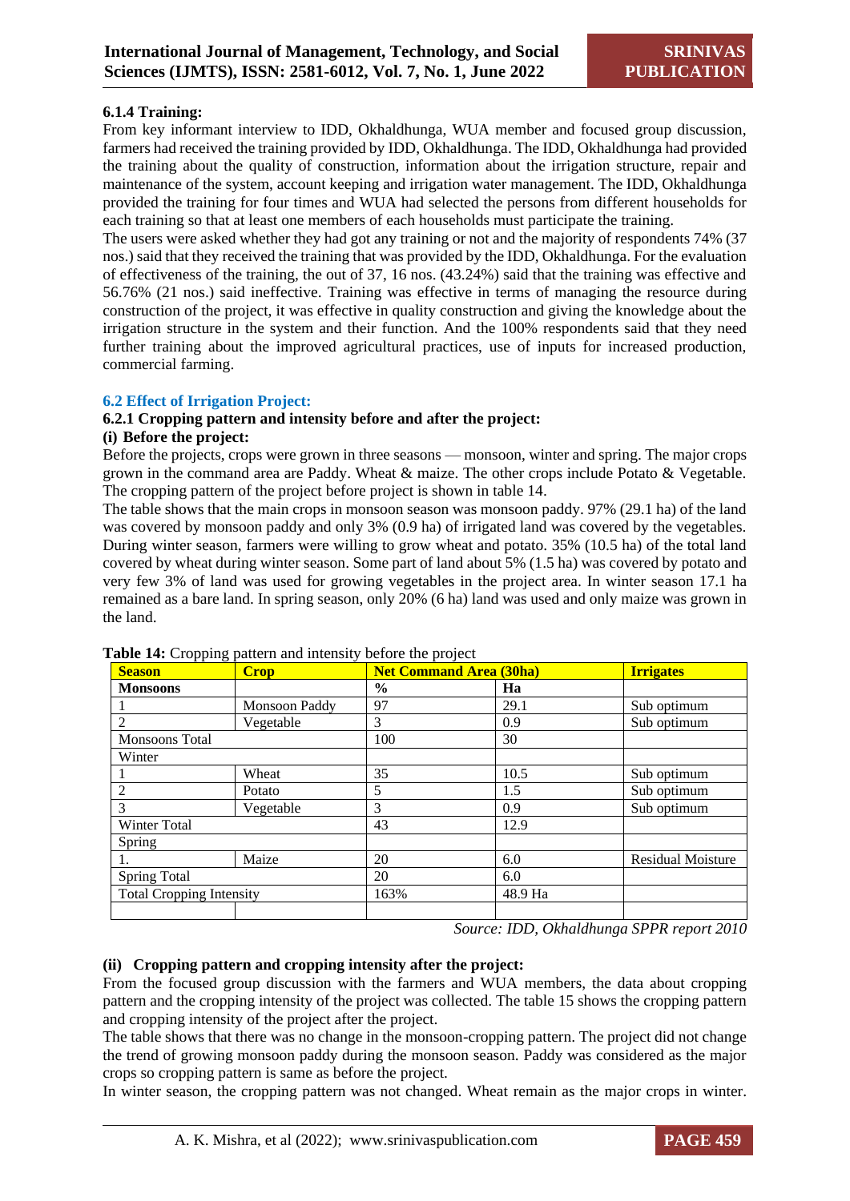#### 6.1.4 Training:

From key informant interview to IDD, Okhaldhunga, WUA member and focused group discussion, farmers had received the training provided by IDD, Okhaldhunga. The IDD, Okhaldhunga had provided the training about the quality of construction, information about the irrigation structure, repair and maintenance of the system, account keeping and irrigation water management. The IDD, Okhaldhunga provided the training for four times and WUA had selected the persons from different households for each training so that at least one members of each households must participate the training.

The users were asked whether they had got any training or not and the majority of respondents 74% (37 nos.) said that they received the training that was provided by the IDD, Okhaldhunga. For the evaluation of effectiveness of the training, the out of 37, 16 nos. (43.24%) said that the training was effective and 56.76% (21 nos.) said ineffective. Training was effective in terms of managing the resource during construction of the project, it was effective in quality construction and giving the knowledge about the irrigation structure in the system and their function. And the 100% respondents said that they need further training about the improved agricultural practices, use of inputs for increased production, commercial farming.

### 6.2 Effect of Irrigation Project:

#### 6.2.1 Cropping pattern and intensity before and after the project:

**(i) Before the project:**

Before the projects, crops were grown in three seasons — monsoon, winter and spring. The major crops grown in the command area are Paddy. Wheat & maize. The other crops include Potato & Vegetable. The cropping pattern of the project before project is shown in table 14.

The table shows that the main crops in monsoon season was monsoon paddy. 97% (29.1 ha) of the land was covered by monsoon paddy and only 3% (0.9 ha) of irrigated land was covered by the vegetables. During winter season, farmers were willing to grow wheat and potato. 35% (10.5 ha) of the total land covered by wheat during winter season. Some part of land about 5% (1.5 ha) was covered by potato and very few 3% of land was used for growing vegetables in the project area. In winter season 17.1 ha remained as a bare land. In spring season, only 20% (6 ha) land was used and only maize was grown in the land.

**Table 14:** Cropping pattern and intensity before the project

| Season | Crop | Net Command Area (30ha) | | Irrigates |
|---|---|---|---|---|
| **Monsoons** | | **%** | **Ha** | |
| 1 | Monsoon Paddy | 97 | 29.1 | Sub optimum |
| 2 | Vegetable | 3 | 0.9 | Sub optimum |
| Monsoons Total | | 100 | 30 | |
| Winter | | | | |
| 1 | Wheat | 35 | 10.5 | Sub optimum |
| 2 | Potato | 5 | 1.5 | Sub optimum |
| 3 | Vegetable | 3 | 0.9 | Sub optimum |
| Winter Total | | 43 | 12.9 | |
| Spring | | | | |
| 1. | Maize | 20 | 6.0 | Residual Moisture |
| Spring Total | | 20 | 6.0 | |
| Total Cropping Intensity | | 163% | 48.9 Ha | |
| | | | | |

*Source: IDD, Okhaldhunga SPPR report 2010*

**(ii) Cropping pattern and cropping intensity after the project:**

From the focused group discussion with the farmers and WUA members, the data about cropping pattern and the cropping intensity of the project was collected. The table 15 shows the cropping pattern and cropping intensity of the project after the project.

The table shows that there was no change in the monsoon-cropping pattern. The project did not change the trend of growing monsoon paddy during the monsoon season. Paddy was considered as the major crops so cropping pattern is same as before the project.

In winter season, the cropping pattern was not changed. Wheat remain as the major crops in winter.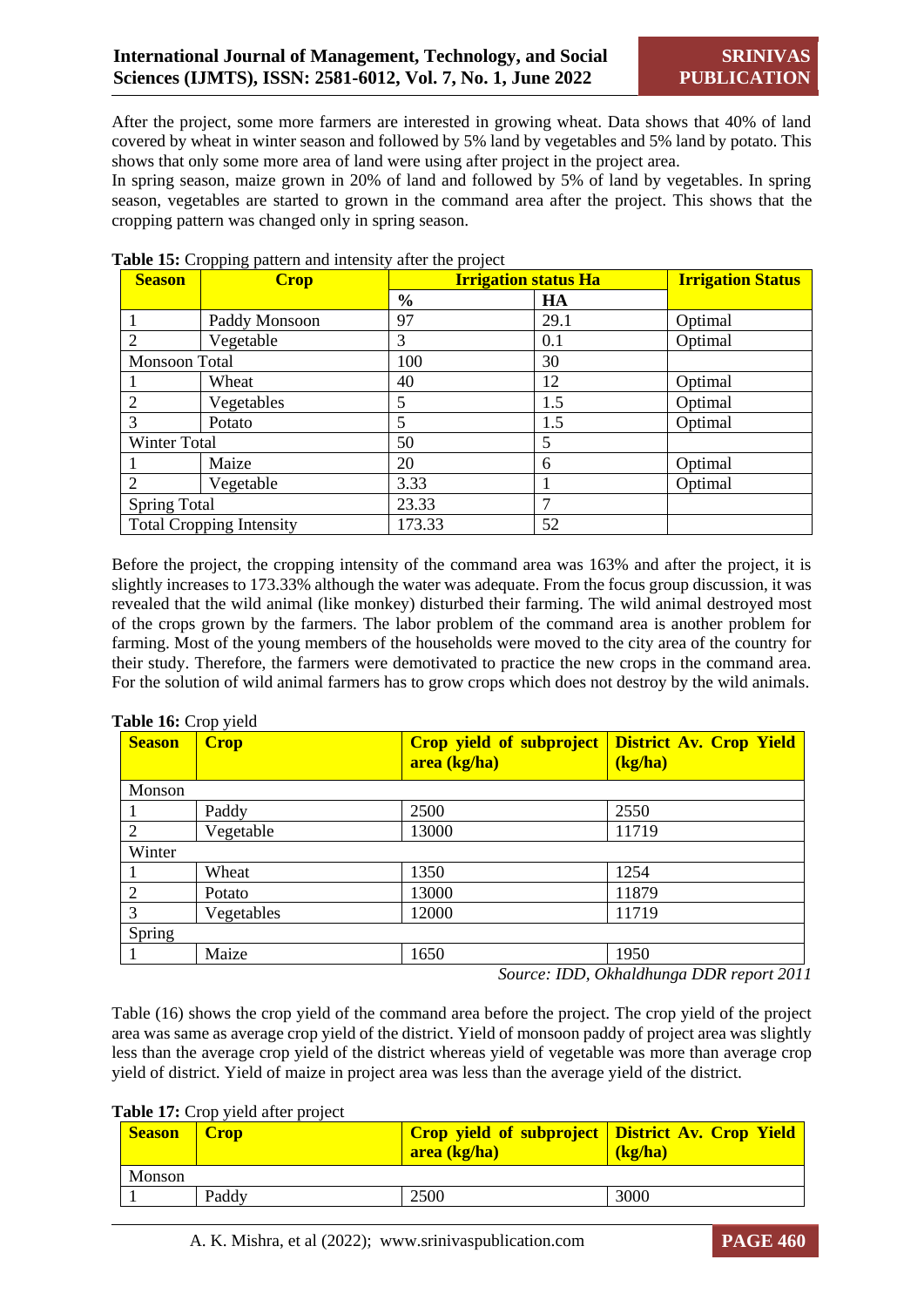After the project, some more farmers are interested in growing wheat. Data shows that 40% of land covered by wheat in winter season and followed by 5% land by vegetables and 5% land by potato. This shows that only some more area of land were using after project in the project area.

In spring season, maize grown in 20% of land and followed by 5% of land by vegetables. In spring season, vegetables are started to grown in the command area after the project. This shows that the cropping pattern was changed only in spring season.

**Table 15:** Cropping pattern and intensity after the project

| **Season** | **Crop** | **Irrigation status Ha** | | **Irrigation Status** |
|---|---|---|---|---|
| | | **%** | **HA** | |
| 1 | Paddy Monsoon | 97 | 29.1 | Optimal |
| 2 | Vegetable | 3 | 0.1 | Optimal |
| Monsoon Total | | 100 | 30 | |
| 1 | Wheat | 40 | 12 | Optimal |
| 2 | Vegetables | 5 | 1.5 | Optimal |
| 3 | Potato | 5 | 1.5 | Optimal |
| Winter Total | | 50 | 5 | |
| 1 | Maize | 20 | 6 | Optimal |
| 2 | Vegetable | 3.33 | 1 | Optimal |
| Spring Total | | 23.33 | 7 | |
| Total Cropping Intensity | | 173.33 | 52 | |

Before the project, the cropping intensity of the command area was 163% and after the project, it is slightly increases to 173.33% although the water was adequate. From the focus group discussion, it was revealed that the wild animal (like monkey) disturbed their farming. The wild animal destroyed most of the crops grown by the farmers. The labor problem of the command area is another problem for farming. Most of the young members of the households were moved to the city area of the country for their study. Therefore, the farmers were demotivated to practice the new crops in the command area. For the solution of wild animal farmers has to grow crops which does not destroy by the wild animals.

**Table 16:** Crop yield

| **Season** | **Crop** | **Crop yield of subproject area (kg/ha)** | **District Av. Crop Yield (kg/ha)** |
|---|---|---|---|
| Monson | | | |
| 1 | Paddy | 2500 | 2550 |
| 2 | Vegetable | 13000 | 11719 |
| Winter | | | |
| 1 | Wheat | 1350 | 1254 |
| 2 | Potato | 13000 | 11879 |
| 3 | Vegetables | 12000 | 11719 |
| Spring | | | |
| 1 | Maize | 1650 | 1950 |

*Source: IDD, Okhaldhunga DDR report 2011*

Table (16) shows the crop yield of the command area before the project. The crop yield of the project area was same as average crop yield of the district. Yield of monsoon paddy of project area was slightly less than the average crop yield of the district whereas yield of vegetable was more than average crop yield of district. Yield of maize in project area was less than the average yield of the district.

**Table 17:** Crop yield after project

| **Season** | **Crop** | **Crop yield of subproject area (kg/ha)** | **District Av. Crop Yield (kg/ha)** |
|---|---|---|---|
| Monson | | | |
| 1 | Paddy | 2500 | 3000 |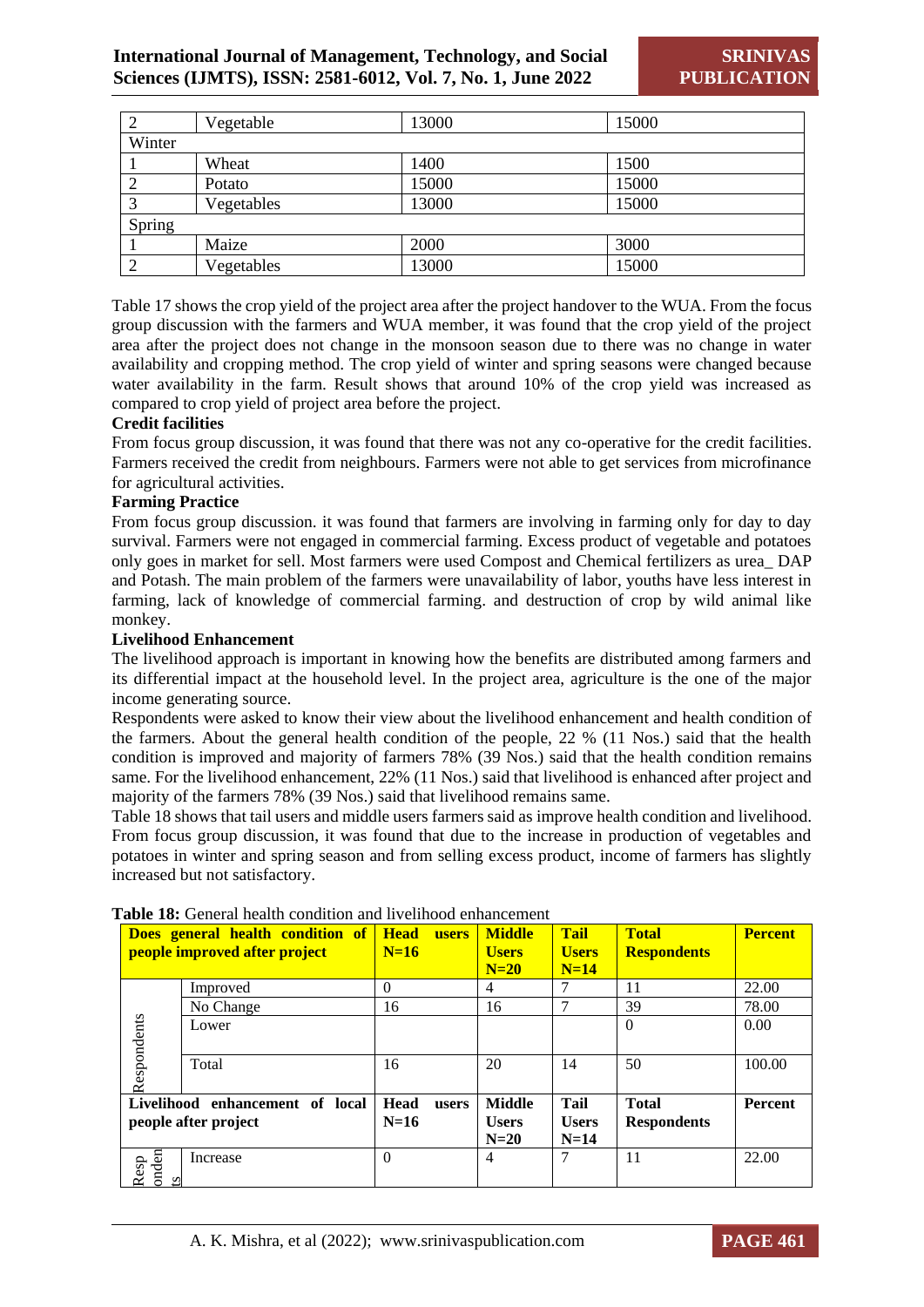| 2 | Vegetable | 13000 | 15000 |
|---|---|---|---|
| Winter | | | |
| 1 | Wheat | 1400 | 1500 |
| 2 | Potato | 15000 | 15000 |
| 3 | Vegetables | 13000 | 15000 |
| Spring | | | |
| 1 | Maize | 2000 | 3000 |
| 2 | Vegetables | 13000 | 15000 |

Table 17 shows the crop yield of the project area after the project handover to the WUA. From the focus group discussion with the farmers and WUA member, it was found that the crop yield of the project area after the project does not change in the monsoon season due to there was no change in water availability and cropping method. The crop yield of winter and spring seasons were changed because water availability in the farm. Result shows that around 10% of the crop yield was increased as compared to crop yield of project area before the project.

**Credit facilities**

From focus group discussion, it was found that there was not any co-operative for the credit facilities. Farmers received the credit from neighbours. Farmers were not able to get services from microfinance for agricultural activities.

**Farming Practice**

From focus group discussion. it was found that farmers are involving in farming only for day to day survival. Farmers were not engaged in commercial farming. Excess product of vegetable and potatoes only goes in market for sell. Most farmers were used Compost and Chemical fertilizers as urea_ DAP and Potash. The main problem of the farmers were unavailability of labor, youths have less interest in farming, lack of knowledge of commercial farming. and destruction of crop by wild animal like monkey.

**Livelihood Enhancement**

The livelihood approach is important in knowing how the benefits are distributed among farmers and its differential impact at the household level. In the project area, agriculture is the one of the major income generating source.

Respondents were asked to know their view about the livelihood enhancement and health condition of the farmers. About the general health condition of the people, 22 % (11 Nos.) said that the health condition is improved and majority of farmers 78% (39 Nos.) said that the health condition remains same. For the livelihood enhancement, 22% (11 Nos.) said that livelihood is enhanced after project and majority of the farmers 78% (39 Nos.) said that livelihood remains same.

Table 18 shows that tail users and middle users farmers said as improve health condition and livelihood. From focus group discussion, it was found that due to the increase in production of vegetables and potatoes in winter and spring season and from selling excess product, income of farmers has slightly increased but not satisfactory.

**Table 18:** General health condition and livelihood enhancement

| Does general health condition of people improved after project | | Head users N=16 | Middle Users N=20 | Tail Users N=14 | Total Respondents | Percent |
|---|---|---|---|---|---|---|
| Respondents | Improved | 0 | 4 | 7 | 11 | 22.00 |
| | No Change | 16 | 16 | 7 | 39 | 78.00 |
| | Lower | | | | 0 | 0.00 |
| | Total | 16 | 20 | 14 | 50 | 100.00 |
| **Livelihood enhancement of local people after project** | | **Head users N=16** | **Middle Users N=20** | **Tail Users N=14** | **Total Respondents** | **Percent** |
| Respondents | Increase | 0 | 4 | 7 | 11 | 22.00 |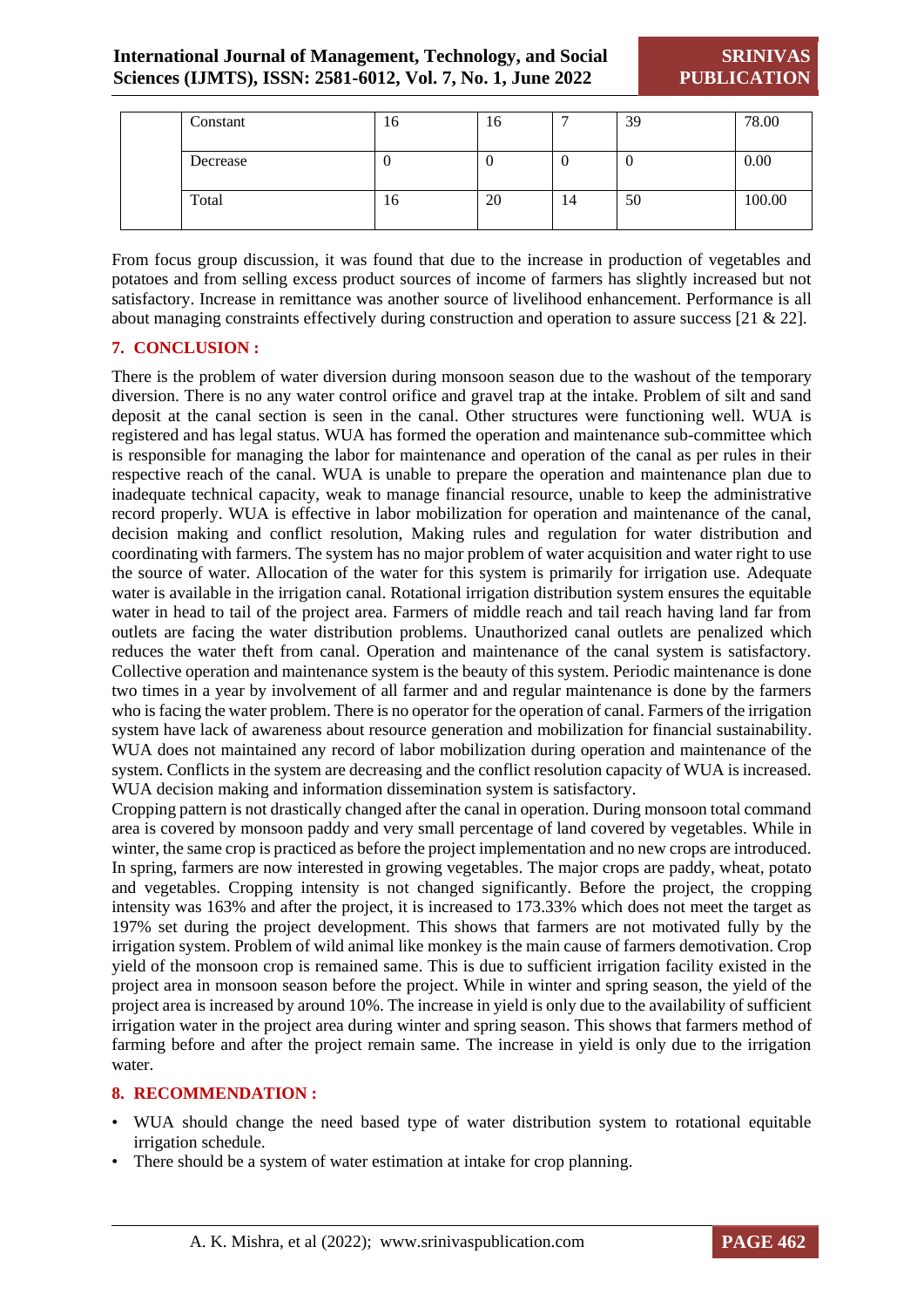| | | | | | | |
|---|---|---|---|---|---|---|
| | Constant | 16 | 16 | 7 | 39 | 78.00 |
| | Decrease | 0 | 0 | 0 | 0 | 0.00 |
| | Total | 16 | 20 | 14 | 50 | 100.00 |

From focus group discussion, it was found that due to the increase in production of vegetables and potatoes and from selling excess product sources of income of farmers has slightly increased but not satisfactory. Increase in remittance was another source of livelihood enhancement. Performance is all about managing constraints effectively during construction and operation to assure success [21 & 22].

## 7. CONCLUSION :

There is the problem of water diversion during monsoon season due to the washout of the temporary diversion. There is no any water control orifice and gravel trap at the intake. Problem of silt and sand deposit at the canal section is seen in the canal. Other structures were functioning well. WUA is registered and has legal status. WUA has formed the operation and maintenance sub-committee which is responsible for managing the labor for maintenance and operation of the canal as per rules in their respective reach of the canal. WUA is unable to prepare the operation and maintenance plan due to inadequate technical capacity, weak to manage financial resource, unable to keep the administrative record properly. WUA is effective in labor mobilization for operation and maintenance of the canal, decision making and conflict resolution, Making rules and regulation for water distribution and coordinating with farmers. The system has no major problem of water acquisition and water right to use the source of water. Allocation of the water for this system is primarily for irrigation use. Adequate water is available in the irrigation canal. Rotational irrigation distribution system ensures the equitable water in head to tail of the project area. Farmers of middle reach and tail reach having land far from outlets are facing the water distribution problems. Unauthorized canal outlets are penalized which reduces the water theft from canal. Operation and maintenance of the canal system is satisfactory. Collective operation and maintenance system is the beauty of this system. Periodic maintenance is done two times in a year by involvement of all farmer and and regular maintenance is done by the farmers who is facing the water problem. There is no operator for the operation of canal. Farmers of the irrigation system have lack of awareness about resource generation and mobilization for financial sustainability. WUA does not maintained any record of labor mobilization during operation and maintenance of the system. Conflicts in the system are decreasing and the conflict resolution capacity of WUA is increased. WUA decision making and information dissemination system is satisfactory.

Cropping pattern is not drastically changed after the canal in operation. During monsoon total command area is covered by monsoon paddy and very small percentage of land covered by vegetables. While in winter, the same crop is practiced as before the project implementation and no new crops are introduced. In spring, farmers are now interested in growing vegetables. The major crops are paddy, wheat, potato and vegetables. Cropping intensity is not changed significantly. Before the project, the cropping intensity was 163% and after the project, it is increased to 173.33% which does not meet the target as 197% set during the project development. This shows that farmers are not motivated fully by the irrigation system. Problem of wild animal like monkey is the main cause of farmers demotivation. Crop yield of the monsoon crop is remained same. This is due to sufficient irrigation facility existed in the project area in monsoon season before the project. While in winter and spring season, the yield of the project area is increased by around 10%. The increase in yield is only due to the availability of sufficient irrigation water in the project area during winter and spring season. This shows that farmers method of farming before and after the project remain same. The increase in yield is only due to the irrigation water.

## 8. RECOMMENDATION :

- WUA should change the need based type of water distribution system to rotational equitable irrigation schedule.
- There should be a system of water estimation at intake for crop planning.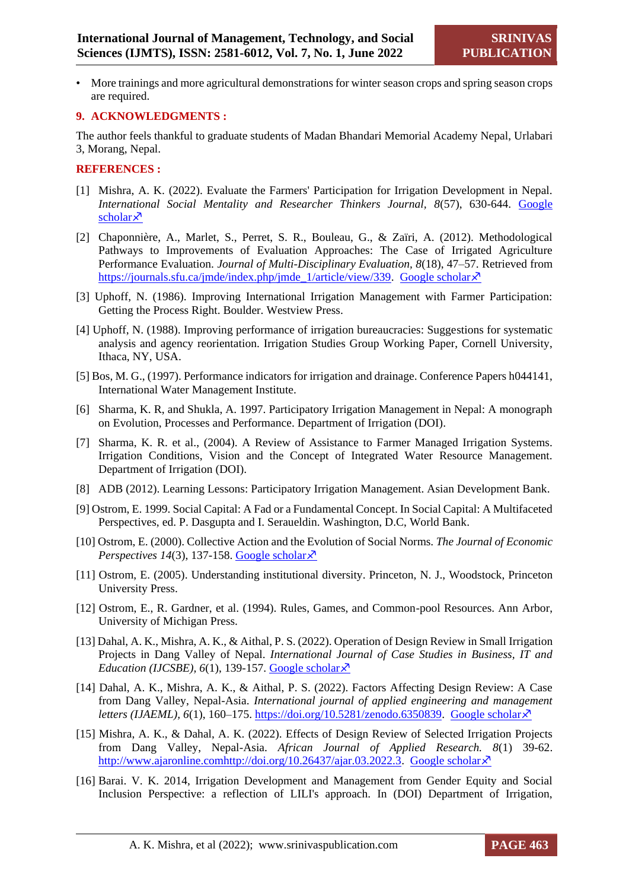- More trainings and more agricultural demonstrations for winter season crops and spring season crops are required.

## 9. ACKNOWLEDGMENTS :

The author feels thankful to graduate students of Madan Bhandari Memorial Academy Nepal, Urlabari 3, Morang, Nepal.

## REFERENCES :

[1] Mishra, A. K. (2022). Evaluate the Farmers' Participation for Irrigation Development in Nepal. *International Social Mentality and Researcher Thinkers Journal, 8*(57), 630-644. Google scholar↗

[2] Chaponnière, A., Marlet, S., Perret, S. R., Bouleau, G., & Zaïri, A. (2012). Methodological Pathways to Improvements of Evaluation Approaches: The Case of Irrigated Agriculture Performance Evaluation. *Journal of Multi-Disciplinary Evaluation, 8*(18), 47–57. Retrieved from https://journals.sfu.ca/jmde/index.php/jmde_1/article/view/339. Google scholar↗

[3] Uphoff, N. (1986). Improving International Irrigation Management with Farmer Participation: Getting the Process Right. Boulder. Westview Press.

[4] Uphoff, N. (1988). Improving performance of irrigation bureaucracies: Suggestions for systematic analysis and agency reorientation. Irrigation Studies Group Working Paper, Cornell University, Ithaca, NY, USA.

[5] Bos, M. G., (1997). Performance indicators for irrigation and drainage. Conference Papers h044141, International Water Management Institute.

[6] Sharma, K. R, and Shukla, A. 1997. Participatory Irrigation Management in Nepal: A monograph on Evolution, Processes and Performance. Department of Irrigation (DOI).

[7] Sharma, K. R. et al., (2004). A Review of Assistance to Farmer Managed Irrigation Systems. Irrigation Conditions, Vision and the Concept of Integrated Water Resource Management. Department of Irrigation (DOI).

[8] ADB (2012). Learning Lessons: Participatory Irrigation Management. Asian Development Bank.

[9] Ostrom, E. 1999. Social Capital: A Fad or a Fundamental Concept. In Social Capital: A Multifaceted Perspectives, ed. P. Dasgupta and I. Seraueldin. Washington, D.C, World Bank.

[10] Ostrom, E. (2000). Collective Action and the Evolution of Social Norms. *The Journal of Economic Perspectives 14*(3), 137-158. Google scholar↗

[11] Ostrom, E. (2005). Understanding institutional diversity. Princeton, N. J., Woodstock, Princeton University Press.

[12] Ostrom, E., R. Gardner, et al. (1994). Rules, Games, and Common-pool Resources. Ann Arbor, University of Michigan Press.

[13] Dahal, A. K., Mishra, A. K., & Aithal, P. S. (2022). Operation of Design Review in Small Irrigation Projects in Dang Valley of Nepal. *International Journal of Case Studies in Business, IT and Education (IJCSBE), 6*(1), 139-157. Google scholar↗

[14] Dahal, A. K., Mishra, A. K., & Aithal, P. S. (2022). Factors Affecting Design Review: A Case from Dang Valley, Nepal-Asia. *International journal of applied engineering and management letters (IJAEML), 6*(1), 160–175. https://doi.org/10.5281/zenodo.6350839. Google scholar↗

[15] Mishra, A. K., & Dahal, A. K. (2022). Effects of Design Review of Selected Irrigation Projects from Dang Valley, Nepal-Asia. *African Journal of Applied Research. 8*(1) 39-62. http://www.ajaronline.comhttp://doi.org/10.26437/ajar.03.2022.3. Google scholar↗

[16] Barai. V. K. 2014, Irrigation Development and Management from Gender Equity and Social Inclusion Perspective: a reflection of LILI's approach. In (DOI) Department of Irrigation,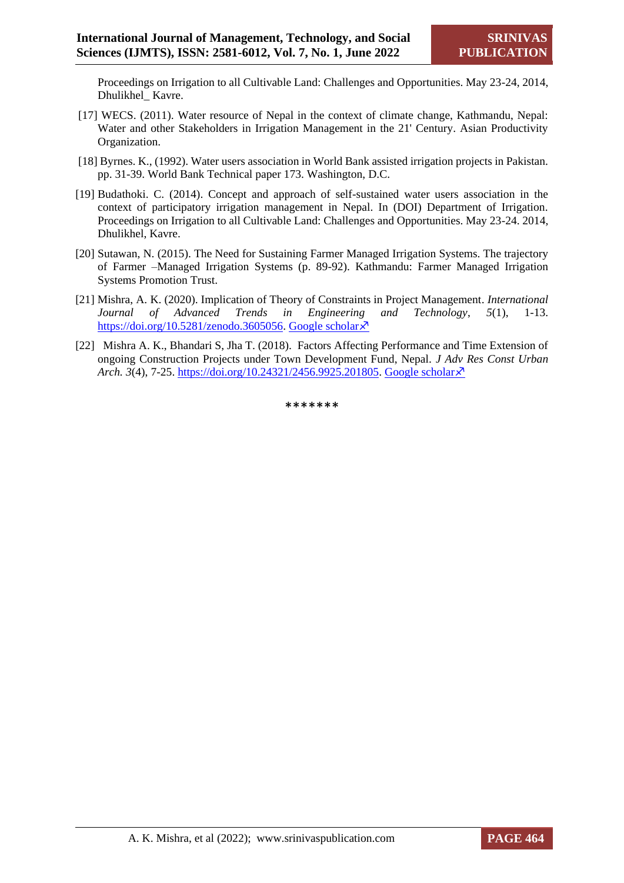Proceedings on Irrigation to all Cultivable Land: Challenges and Opportunities. May 23-24, 2014, Dhulikhel_ Kavre.

[17] WECS. (2011). Water resource of Nepal in the context of climate change, Kathmandu, Nepal: Water and other Stakeholders in Irrigation Management in the 21' Century. Asian Productivity Organization.

[18] Byrnes. K., (1992). Water users association in World Bank assisted irrigation projects in Pakistan. pp. 31-39. World Bank Technical paper 173. Washington, D.C.

[19] Budathoki. C. (2014). Concept and approach of self-sustained water users association in the context of participatory irrigation management in Nepal. In (DOI) Department of Irrigation. Proceedings on Irrigation to all Cultivable Land: Challenges and Opportunities. May 23-24. 2014, Dhulikhel, Kavre.

[20] Sutawan, N. (2015). The Need for Sustaining Farmer Managed Irrigation Systems. The trajectory of Farmer –Managed Irrigation Systems (p. 89-92). Kathmandu: Farmer Managed Irrigation Systems Promotion Trust.

[21] Mishra, A. K. (2020). Implication of Theory of Constraints in Project Management. *International Journal of Advanced Trends in Engineering and Technology*, *5*(1), 1-13. https://doi.org/10.5281/zenodo.3605056. Google scholar↗

[22] Mishra A. K., Bhandari S, Jha T. (2018). Factors Affecting Performance and Time Extension of ongoing Construction Projects under Town Development Fund, Nepal. *J Adv Res Const Urban Arch. 3*(4), 7-25. https://doi.org/10.24321/2456.9925.201805. Google scholar↗

*******